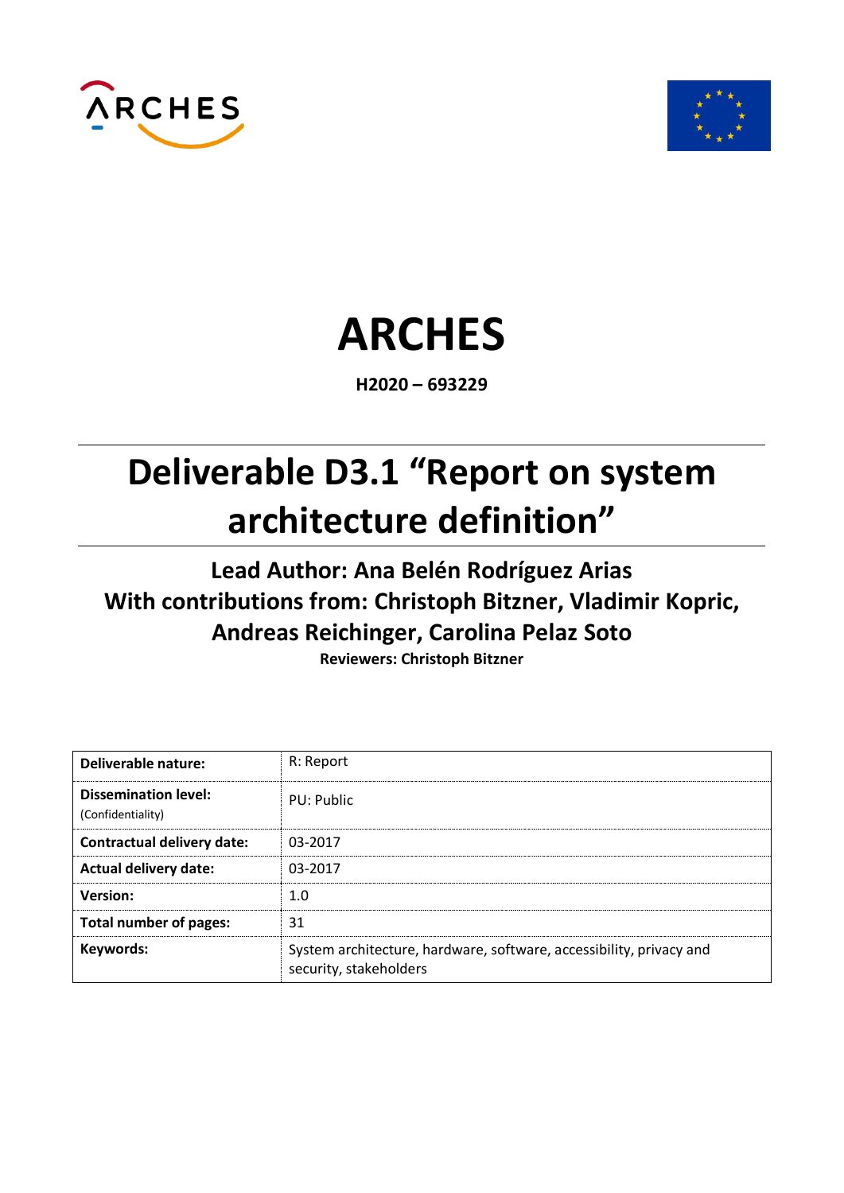# ARCHES

**H2020 – 693229**

# Deliverable D3.1 "Report on system architecture definition"

## Lead Author: Ana Belén Rodríguez Arias
## With contributions from: Christoph Bitzner, Vladimir Kopric, Andreas Reichinger, Carolina Pelaz Soto

**Reviewers: Christoph Bitzner**

| | |
|---|---|
| **Deliverable nature:** | R: Report |
| **Dissemination level:** (Confidentiality) | PU: Public |
| **Contractual delivery date:** | 03-2017 |
| **Actual delivery date:** | 03-2017 |
| **Version:** | 1.0 |
| **Total number of pages:** | 31 |
| **Keywords:** | System architecture, hardware, software, accessibility, privacy and security, stakeholders |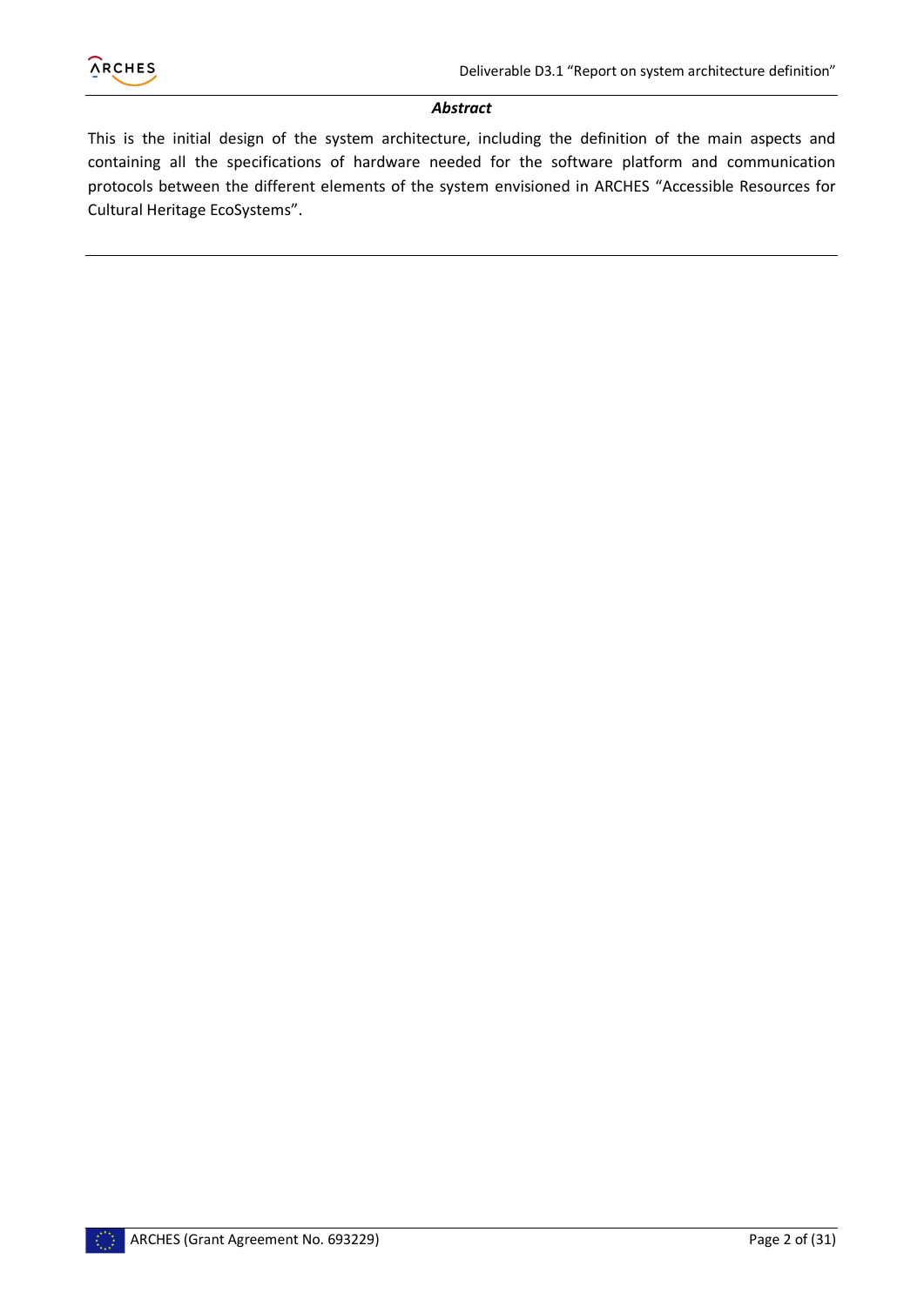***Abstract***

This is the initial design of the system architecture, including the definition of the main aspects and containing all the specifications of hardware needed for the software platform and communication protocols between the different elements of the system envisioned in ARCHES "Accessible Resources for Cultural Heritage EcoSystems".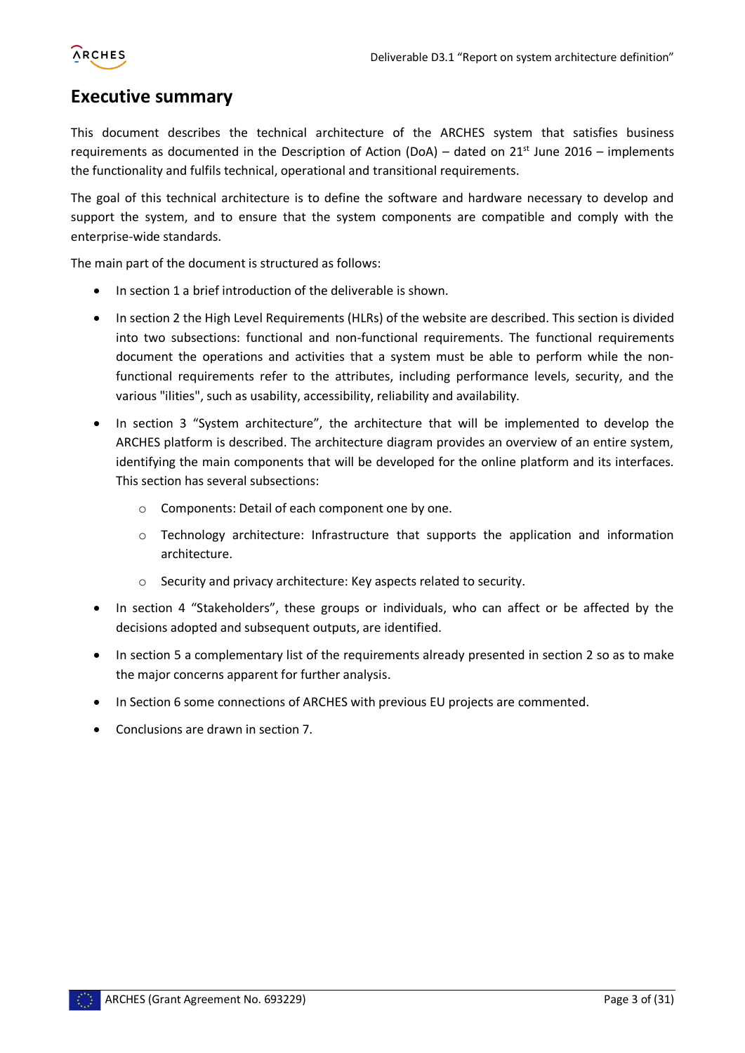# Executive summary

This document describes the technical architecture of the ARCHES system that satisfies business requirements as documented in the Description of Action (DoA) – dated on 21st June 2016 – implements the functionality and fulfils technical, operational and transitional requirements.

The goal of this technical architecture is to define the software and hardware necessary to develop and support the system, and to ensure that the system components are compatible and comply with the enterprise-wide standards.

The main part of the document is structured as follows:

- In section 1 a brief introduction of the deliverable is shown.
- In section 2 the High Level Requirements (HLRs) of the website are described. This section is divided into two subsections: functional and non-functional requirements. The functional requirements document the operations and activities that a system must be able to perform while the non-functional requirements refer to the attributes, including performance levels, security, and the various "ilities", such as usability, accessibility, reliability and availability.
- In section 3 “System architecture”, the architecture that will be implemented to develop the ARCHES platform is described. The architecture diagram provides an overview of an entire system, identifying the main components that will be developed for the online platform and its interfaces. This section has several subsections:
  - Components: Detail of each component one by one.
  - Technology architecture: Infrastructure that supports the application and information architecture.
  - Security and privacy architecture: Key aspects related to security.
- In section 4 “Stakeholders”, these groups or individuals, who can affect or be affected by the decisions adopted and subsequent outputs, are identified.
- In section 5 a complementary list of the requirements already presented in section 2 so as to make the major concerns apparent for further analysis.
- In Section 6 some connections of ARCHES with previous EU projects are commented.
- Conclusions are drawn in section 7.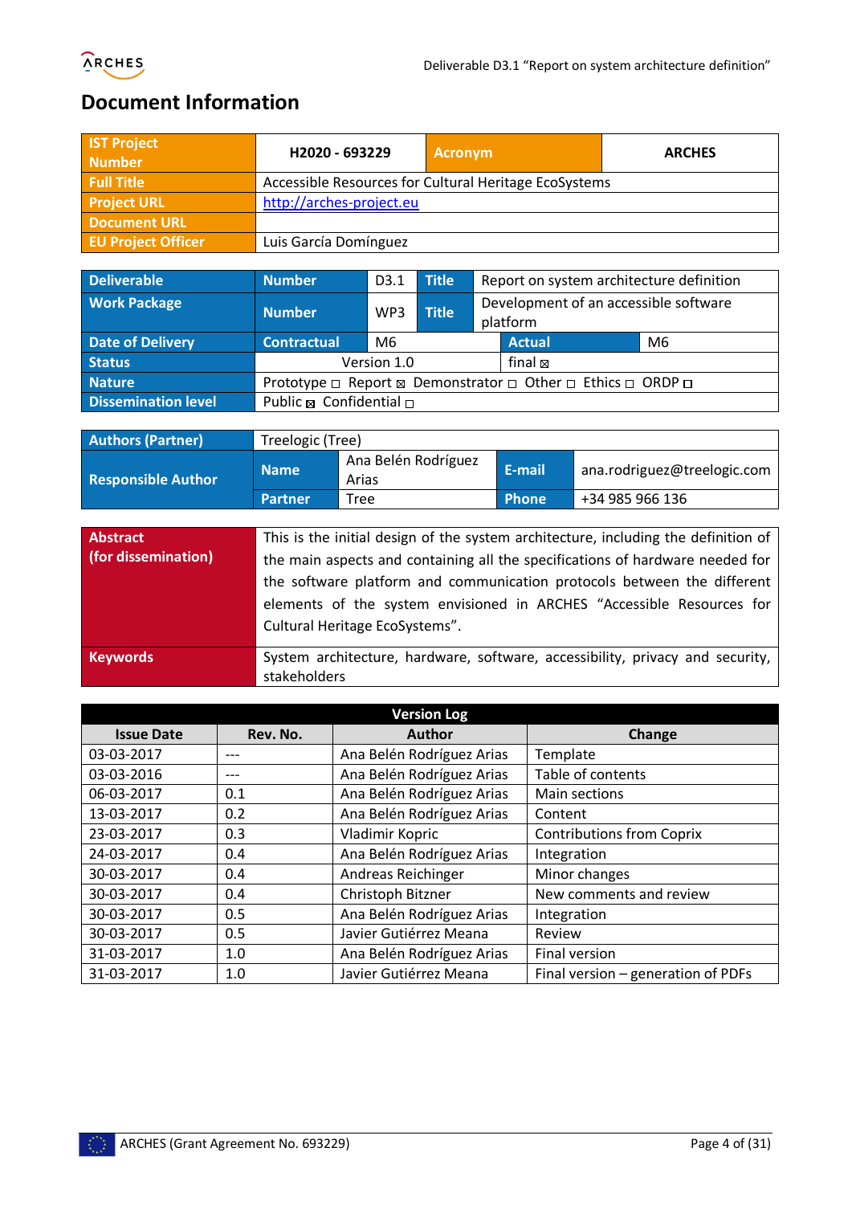# Document Information

| IST Project Number | H2020 - 693229 | Acronym | ARCHES |
|---|---|---|---|
| Full Title | Accessible Resources for Cultural Heritage EcoSystems | | |
| Project URL | http://arches-project.eu | | |
| Document URL | | | |
| EU Project Officer | Luis García Domínguez | | |

| Deliverable | Number | D3.1 | Title | Report on system architecture definition |
|---|---|---|---|---|
| Work Package | Number | WP3 | Title | Development of an accessible software platform |
| Date of Delivery | Contractual | M6 | Actual | M6 |
| Status | Version 1.0 | | final ⊠ | |
| Nature | Prototype ☐ Report ⊠ Demonstrator ☐ Other ☐ Ethics ☐ ORDP ☐ | | | |
| Dissemination level | Public ⊠ Confidential ☐ | | | |

| Authors (Partner) | Treelogic (Tree) | | | |
|---|---|---|---|---|
| Responsible Author | Name | Ana Belén Rodríguez Arias | E-mail | ana.rodriguez@treelogic.com |
| | Partner | Tree | Phone | +34 985 966 136 |

| Abstract (for dissemination) | This is the initial design of the system architecture, including the definition of the main aspects and containing all the specifications of hardware needed for the software platform and communication protocols between the different elements of the system envisioned in ARCHES "Accessible Resources for Cultural Heritage EcoSystems". |
|---|---|
| Keywords | System architecture, hardware, software, accessibility, privacy and security, stakeholders |

| Version Log | | | |
|---|---|---|---|
| **Issue Date** | **Rev. No.** | **Author** | **Change** |
| 03-03-2017 | --- | Ana Belén Rodríguez Arias | Template |
| 03-03-2016 | --- | Ana Belén Rodríguez Arias | Table of contents |
| 06-03-2017 | 0.1 | Ana Belén Rodríguez Arias | Main sections |
| 13-03-2017 | 0.2 | Ana Belén Rodríguez Arias | Content |
| 23-03-2017 | 0.3 | Vladimir Kopric | Contributions from Coprix |
| 24-03-2017 | 0.4 | Ana Belén Rodríguez Arias | Integration |
| 30-03-2017 | 0.4 | Andreas Reichinger | Minor changes |
| 30-03-2017 | 0.4 | Christoph Bitzner | New comments and review |
| 30-03-2017 | 0.5 | Ana Belén Rodríguez Arias | Integration |
| 30-03-2017 | 0.5 | Javier Gutiérrez Meana | Review |
| 31-03-2017 | 1.0 | Ana Belén Rodríguez Arias | Final version |
| 31-03-2017 | 1.0 | Javier Gutiérrez Meana | Final version – generation of PDFs |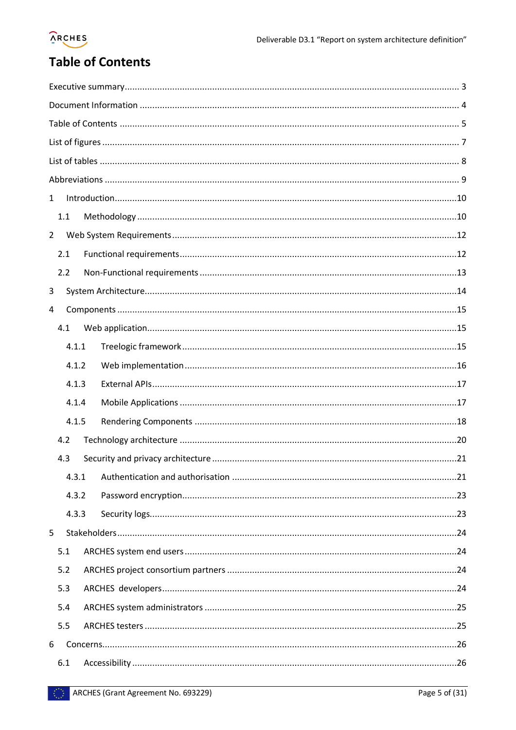# Table of Contents

Executive summary ........................................................................................................................ 3

Document Information .................................................................................................................. 4

Table of Contents .......................................................................................................................... 5

List of figures ................................................................................................................................ 7

List of tables .................................................................................................................................. 8

Abbreviations ................................................................................................................................ 9

1 Introduction .............................................................................................................................. 10

1.1 Methodology ......................................................................................................................... 10

2 Web System Requirements ...................................................................................................... 12

2.1 Functional requirements ...................................................................................................... 12

2.2 Non-Functional requirements .............................................................................................. 13

3 System Architecture ................................................................................................................. 14

4 Components .............................................................................................................................. 15

4.1 Web application .................................................................................................................... 15

4.1.1 Treelogic framework .......................................................................................................... 15

4.1.2 Web implementation .......................................................................................................... 16

4.1.3 External APIs ...................................................................................................................... 17

4.1.4 Mobile Applications ............................................................................................................ 17

4.1.5 Rendering Components ...................................................................................................... 18

4.2 Technology architecture ....................................................................................................... 20

4.3 Security and privacy architecture ......................................................................................... 21

4.3.1 Authentication and authorisation ..................................................................................... 21

4.3.2 Password encryption .......................................................................................................... 23

4.3.3 Security logs ........................................................................................................................ 23

5 Stakeholders ............................................................................................................................. 24

5.1 ARCHES system end users ..................................................................................................... 24

5.2 ARCHES project consortium partners ................................................................................... 24

5.3 ARCHES developers ............................................................................................................... 24

5.4 ARCHES system administrators ............................................................................................ 25

5.5 ARCHES testers ...................................................................................................................... 25

6 Concerns .................................................................................................................................... 26

6.1 Accessibility ........................................................................................................................... 26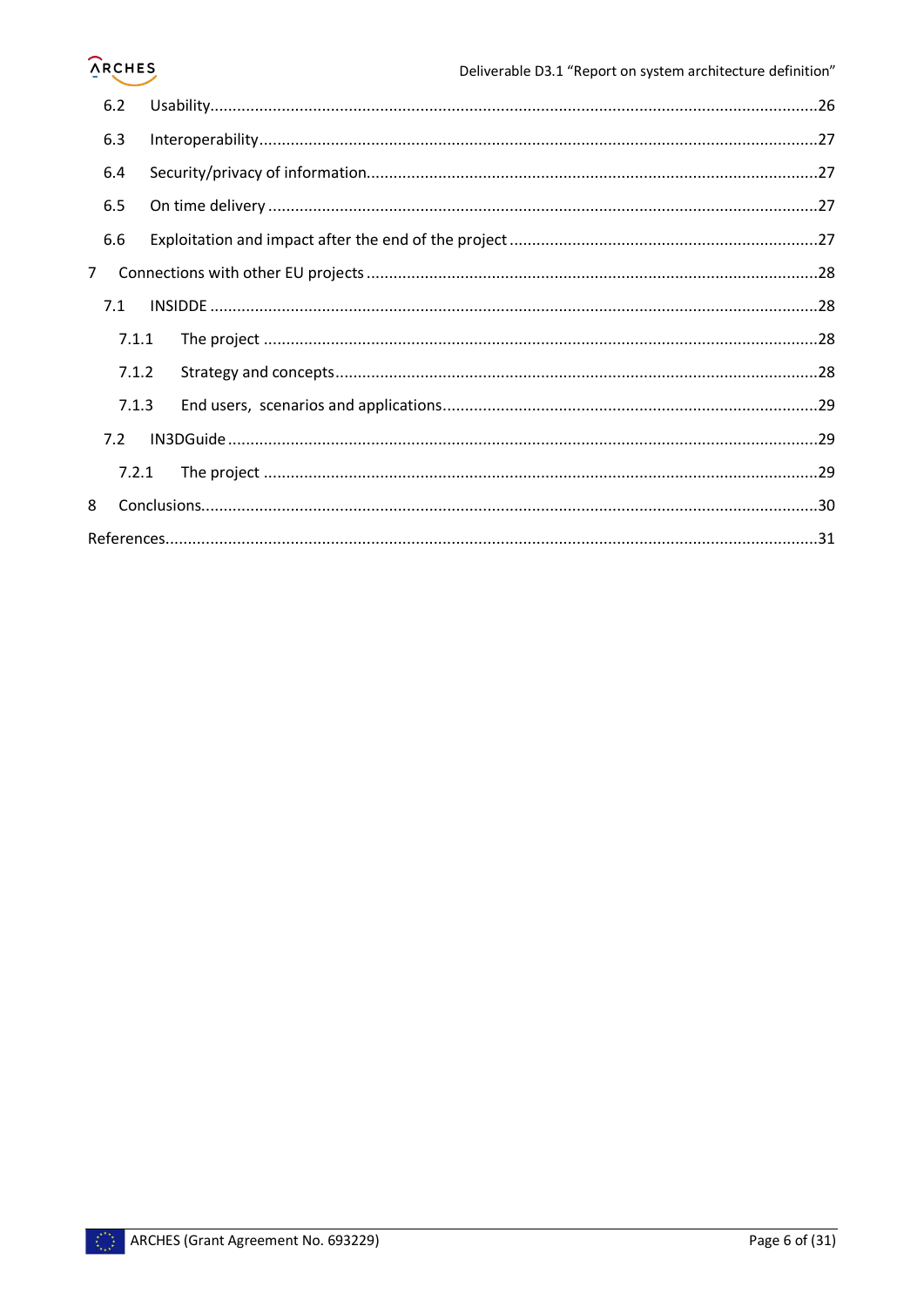- 6.2 Usability ........................................................................................................................ 26
- 6.3 Interoperability ................................................................................................................ 27
- 6.4 Security/privacy of information ........................................................................................ 27
- 6.5 On time delivery .............................................................................................................. 27
- 6.6 Exploitation and impact after the end of the project ....................................................... 27

7 Connections with other EU projects ........................................................................................ 28

- 7.1 INSIDDE ........................................................................................................................... 28
  - 7.1.1 The project ................................................................................................................ 28
  - 7.1.2 Strategy and concepts ............................................................................................... 28
  - 7.1.3 End users, scenarios and applications ...................................................................... 29
- 7.2 IN3DGuide ....................................................................................................................... 29
  - 7.2.1 The project ................................................................................................................ 29

8 Conclusions .............................................................................................................................. 30

References ................................................................................................................................... 31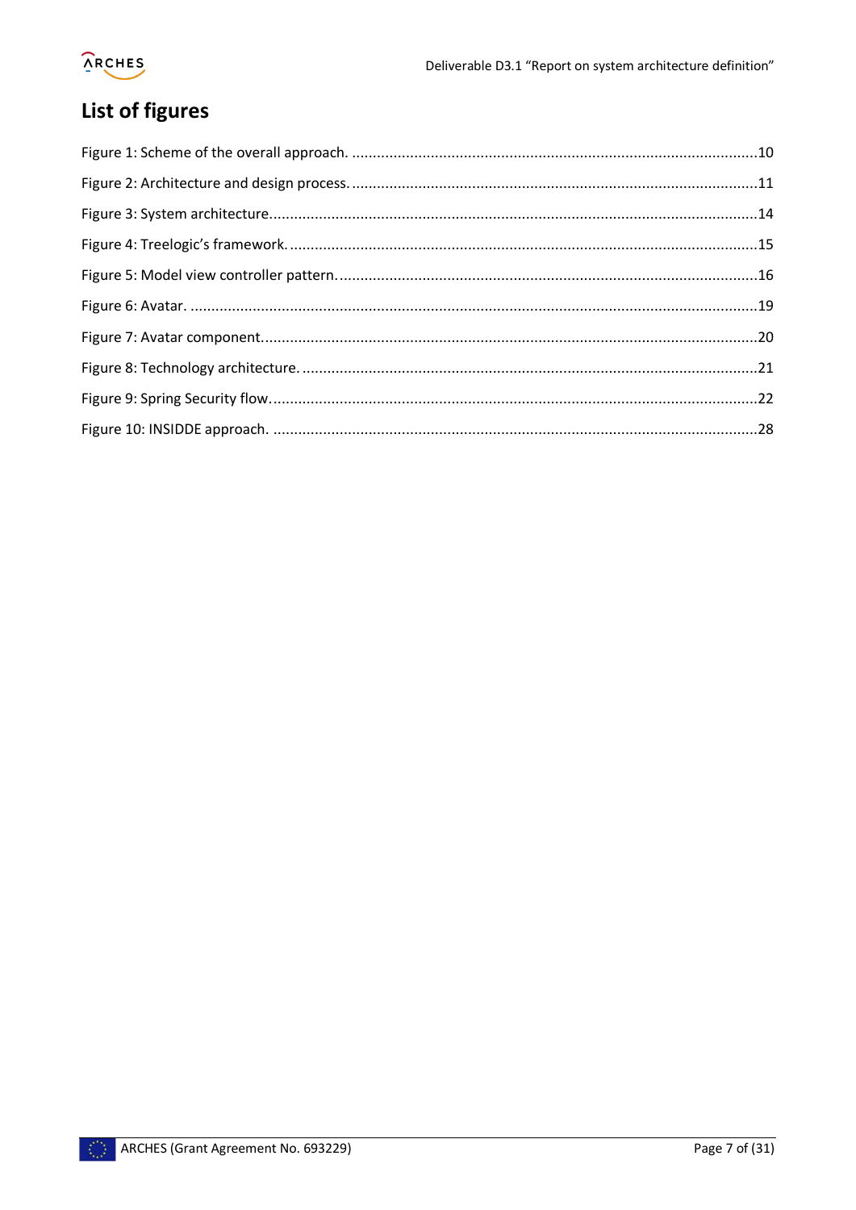# List of figures

Figure 1: Scheme of the overall approach. ....................................................................................10

Figure 2: Architecture and design process. ....................................................................................11

Figure 3: System architecture......................................................................................................14

Figure 4: Treelogic's framework. ..................................................................................................15

Figure 5: Model view controller pattern. .......................................................................................16

Figure 6: Avatar. .........................................................................................................................19

Figure 7: Avatar component.........................................................................................................20

Figure 8: Technology architecture. ...............................................................................................21

Figure 9: Spring Security flow.......................................................................................................22

Figure 10: INSIDDE approach. ......................................................................................................28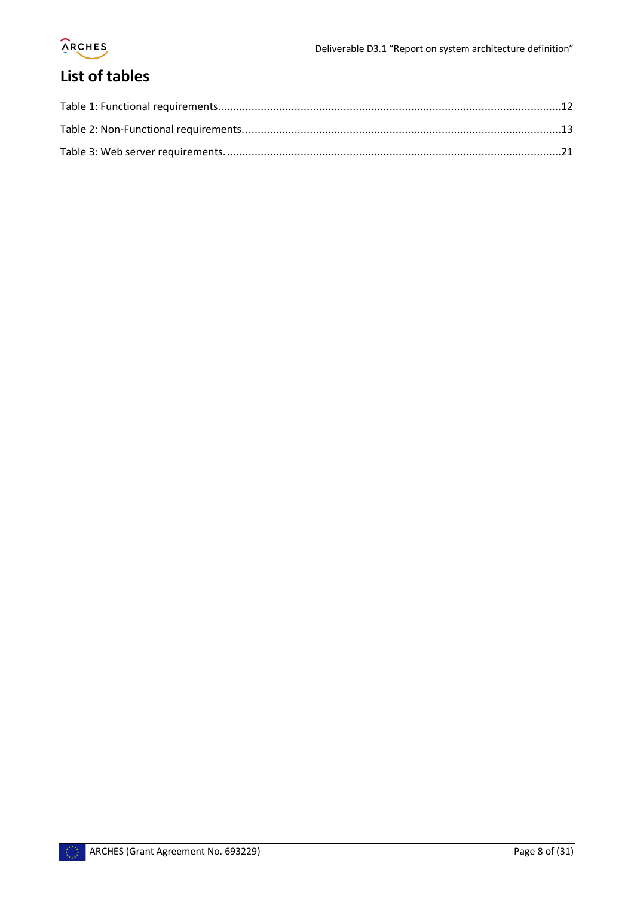# List of tables

Table 1: Functional requirements................................................................................................................12

Table 2: Non-Functional requirements. ......................................................................................................13

Table 3: Web server requirements. ............................................................................................................21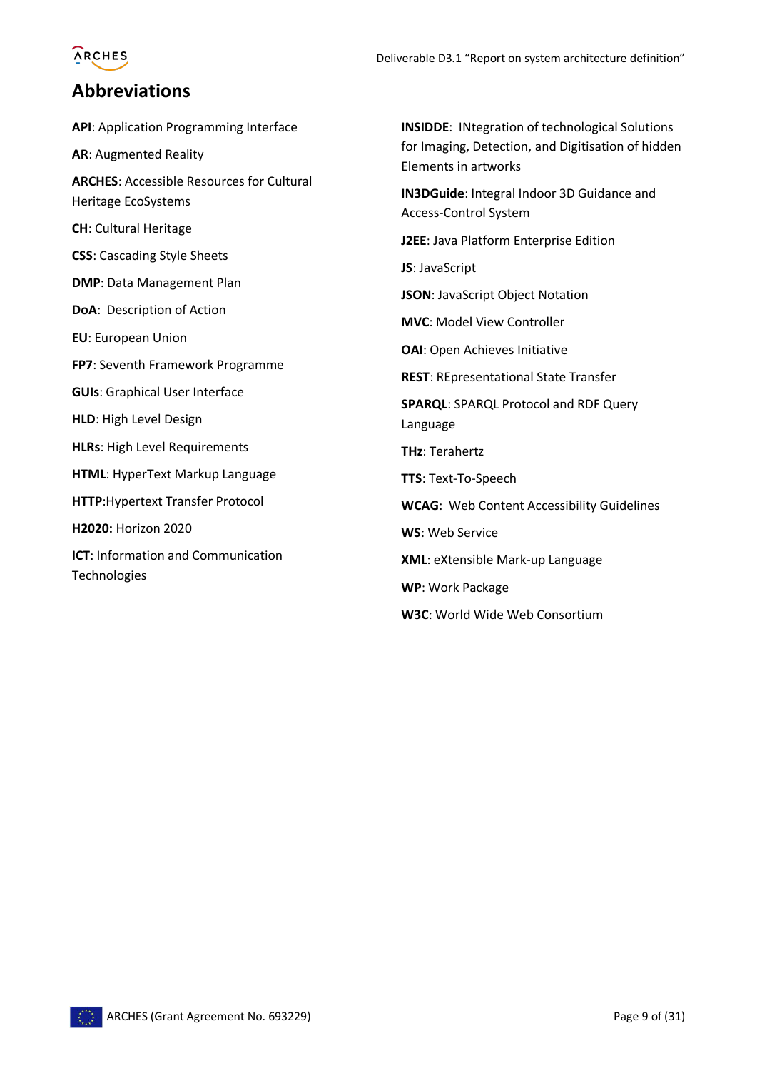## Abbreviations

**API**: Application Programming Interface

**AR**: Augmented Reality

**ARCHES**: Accessible Resources for Cultural Heritage EcoSystems

**CH**: Cultural Heritage

**CSS**: Cascading Style Sheets

**DMP**: Data Management Plan

**DoA**: Description of Action

**EU**: European Union

**FP7**: Seventh Framework Programme

**GUIs**: Graphical User Interface

**HLD**: High Level Design

**HLRs**: High Level Requirements

**HTML**: HyperText Markup Language

**HTTP**:Hypertext Transfer Protocol

**H2020:** Horizon 2020

**ICT**: Information and Communication Technologies

**INSIDDE**: INtegration of technological Solutions for Imaging, Detection, and Digitisation of hidden Elements in artworks

**IN3DGuide**: Integral Indoor 3D Guidance and Access-Control System

**J2EE**: Java Platform Enterprise Edition

**JS**: JavaScript

**JSON**: JavaScript Object Notation

**MVC**: Model View Controller

**OAI**: Open Achieves Initiative

**REST**: REpresentational State Transfer

**SPARQL**: SPARQL Protocol and RDF Query Language

**THz**: Terahertz

**TTS**: Text-To-Speech

**WCAG**: Web Content Accessibility Guidelines

**WS**: Web Service

**XML**: eXtensible Mark-up Language

**WP**: Work Package

**W3C**: World Wide Web Consortium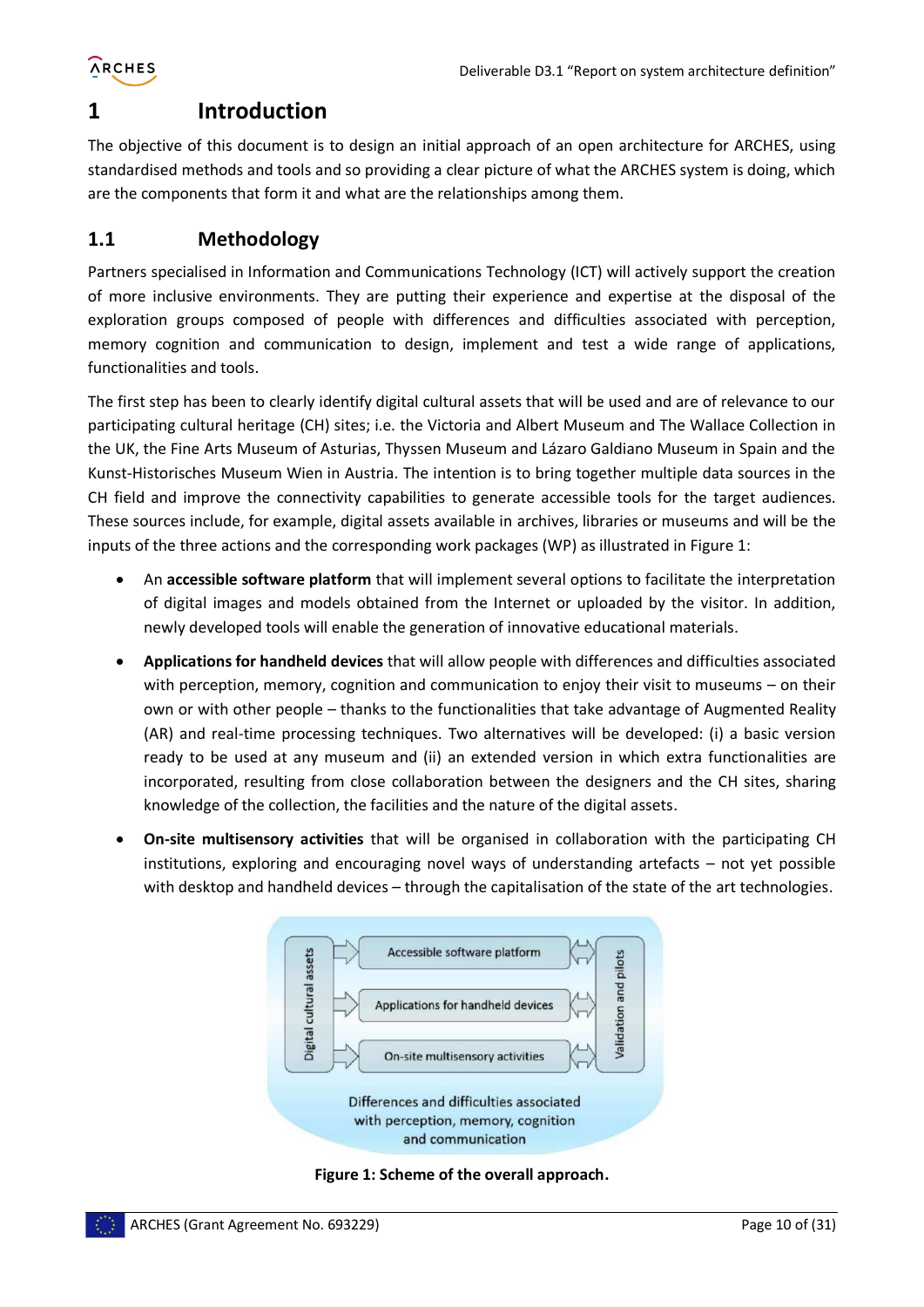# 1 Introduction

The objective of this document is to design an initial approach of an open architecture for ARCHES, using standardised methods and tools and so providing a clear picture of what the ARCHES system is doing, which are the components that form it and what are the relationships among them.

## 1.1 Methodology

Partners specialised in Information and Communications Technology (ICT) will actively support the creation of more inclusive environments. They are putting their experience and expertise at the disposal of the exploration groups composed of people with differences and difficulties associated with perception, memory cognition and communication to design, implement and test a wide range of applications, functionalities and tools.

The first step has been to clearly identify digital cultural assets that will be used and are of relevance to our participating cultural heritage (CH) sites; i.e. the Victoria and Albert Museum and The Wallace Collection in the UK, the Fine Arts Museum of Asturias, Thyssen Museum and Lázaro Galdiano Museum in Spain and the Kunst-Historisches Museum Wien in Austria. The intention is to bring together multiple data sources in the CH field and improve the connectivity capabilities to generate accessible tools for the target audiences. These sources include, for example, digital assets available in archives, libraries or museums and will be the inputs of the three actions and the corresponding work packages (WP) as illustrated in Figure 1:

- An **accessible software platform** that will implement several options to facilitate the interpretation of digital images and models obtained from the Internet or uploaded by the visitor. In addition, newly developed tools will enable the generation of innovative educational materials.
- **Applications for handheld devices** that will allow people with differences and difficulties associated with perception, memory, cognition and communication to enjoy their visit to museums – on their own or with other people – thanks to the functionalities that take advantage of Augmented Reality (AR) and real-time processing techniques. Two alternatives will be developed: (i) a basic version ready to be used at any museum and (ii) an extended version in which extra functionalities are incorporated, resulting from close collaboration between the designers and the CH sites, sharing knowledge of the collection, the facilities and the nature of the digital assets.
- **On-site multisensory activities** that will be organised in collaboration with the participating CH institutions, exploring and encouraging novel ways of understanding artefacts – not yet possible with desktop and handheld devices – through the capitalisation of the state of the art technologies.

Digital cultural assets → Accessible software platform / Applications for handheld devices / On-site multisensory activities ↔ Validation and pilots

Differences and difficulties associated with perception, memory, cognition and communication

**Figure 1: Scheme of the overall approach.**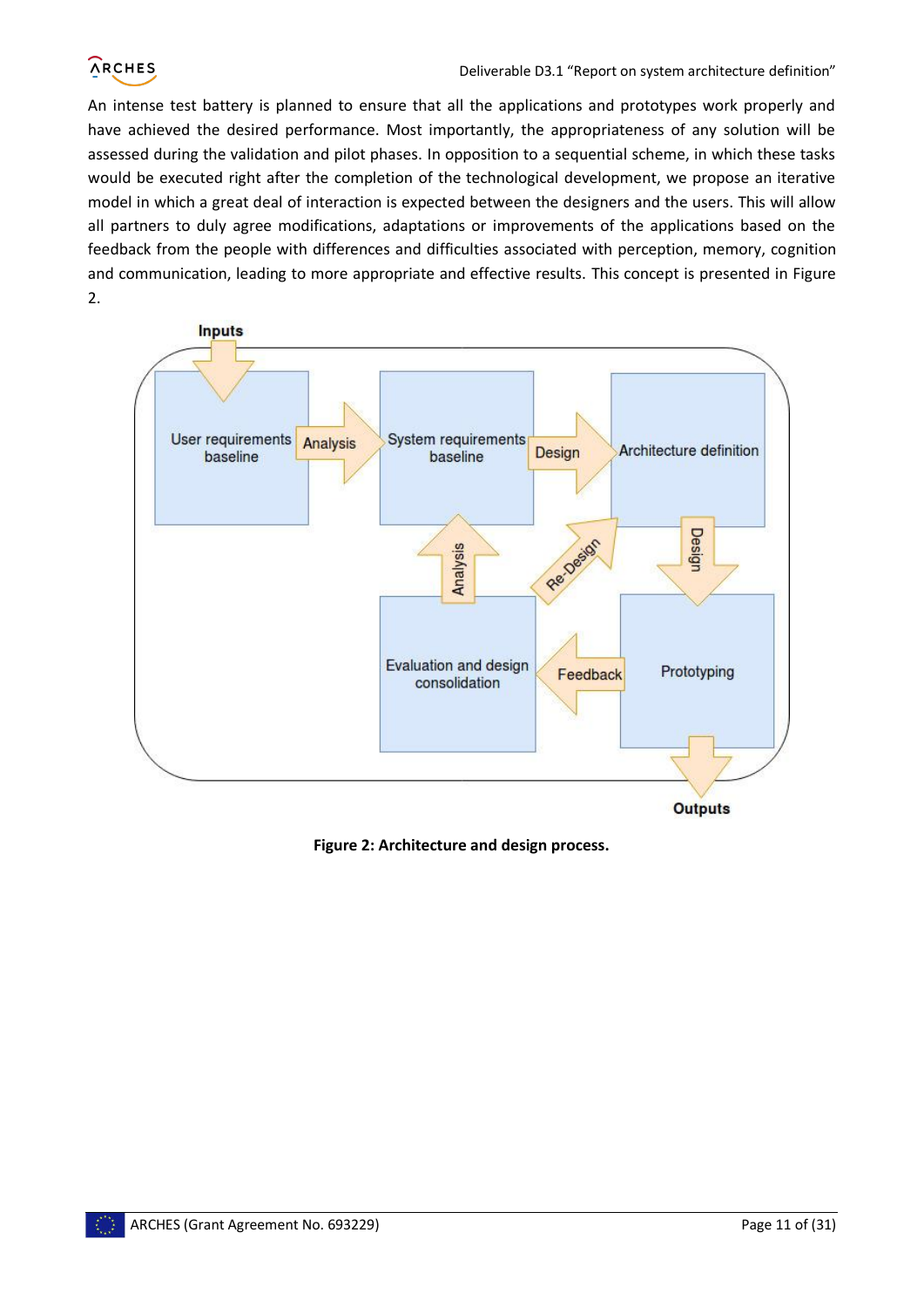An intense test battery is planned to ensure that all the applications and prototypes work properly and have achieved the desired performance. Most importantly, the appropriateness of any solution will be assessed during the validation and pilot phases. In opposition to a sequential scheme, in which these tasks would be executed right after the completion of the technological development, we propose an iterative model in which a great deal of interaction is expected between the designers and the users. This will allow all partners to duly agree modifications, adaptations or improvements of the applications based on the feedback from the people with differences and difficulties associated with perception, memory, cognition and communication, leading to more appropriate and effective results. This concept is presented in Figure 2.

**Figure 2: Architecture and design process.**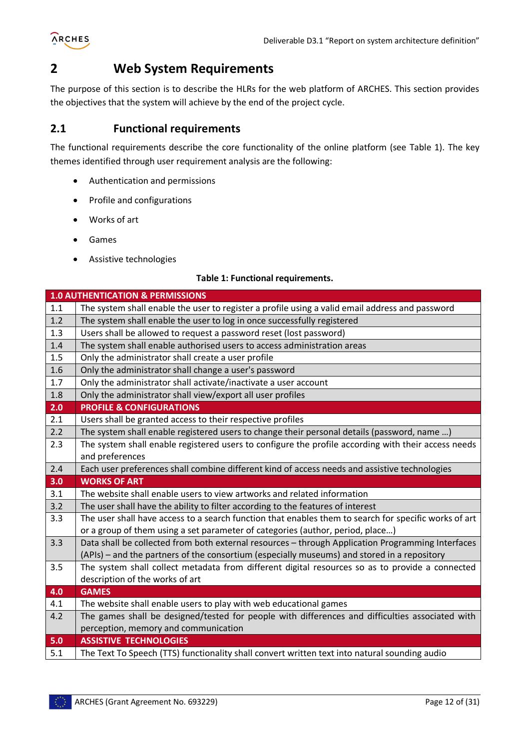# 2 Web System Requirements

The purpose of this section is to describe the HLRs for the web platform of ARCHES. This section provides the objectives that the system will achieve by the end of the project cycle.

## 2.1 Functional requirements

The functional requirements describe the core functionality of the online platform (see Table 1). The key themes identified through user requirement analysis are the following:

- Authentication and permissions
- Profile and configurations
- Works of art
- Games
- Assistive technologies

**Table 1: Functional requirements.**

| **1.0 AUTHENTICATION & PERMISSIONS** | |
|---|---|
| 1.1 | The system shall enable the user to register a profile using a valid email address and password |
| 1.2 | The system shall enable the user to log in once successfully registered |
| 1.3 | Users shall be allowed to request a password reset (lost password) |
| 1.4 | The system shall enable authorised users to access administration areas |
| 1.5 | Only the administrator shall create a user profile |
| 1.6 | Only the administrator shall change a user's password |
| 1.7 | Only the administrator shall activate/inactivate a user account |
| 1.8 | Only the administrator shall view/export all user profiles |
| **2.0** | **PROFILE & CONFIGURATIONS** |
| 2.1 | Users shall be granted access to their respective profiles |
| 2.2 | The system shall enable registered users to change their personal details (password, name …) |
| 2.3 | The system shall enable registered users to configure the profile according with their access needs and preferences |
| 2.4 | Each user preferences shall combine different kind of access needs and assistive technologies |
| **3.0** | **WORKS OF ART** |
| 3.1 | The website shall enable users to view artworks and related information |
| 3.2 | The user shall have the ability to filter according to the features of interest |
| 3.3 | The user shall have access to a search function that enables them to search for specific works of art or a group of them using a set parameter of categories (author, period, place…) |
| 3.3 | Data shall be collected from both external resources – through Application Programming Interfaces (APIs) – and the partners of the consortium (especially museums) and stored in a repository |
| 3.5 | The system shall collect metadata from different digital resources so as to provide a connected description of the works of art |
| **4.0** | **GAMES** |
| 4.1 | The website shall enable users to play with web educational games |
| 4.2 | The games shall be designed/tested for people with differences and difficulties associated with perception, memory and communication |
| **5.0** | **ASSISTIVE TECHNOLOGIES** |
| 5.1 | The Text To Speech (TTS) functionality shall convert written text into natural sounding audio |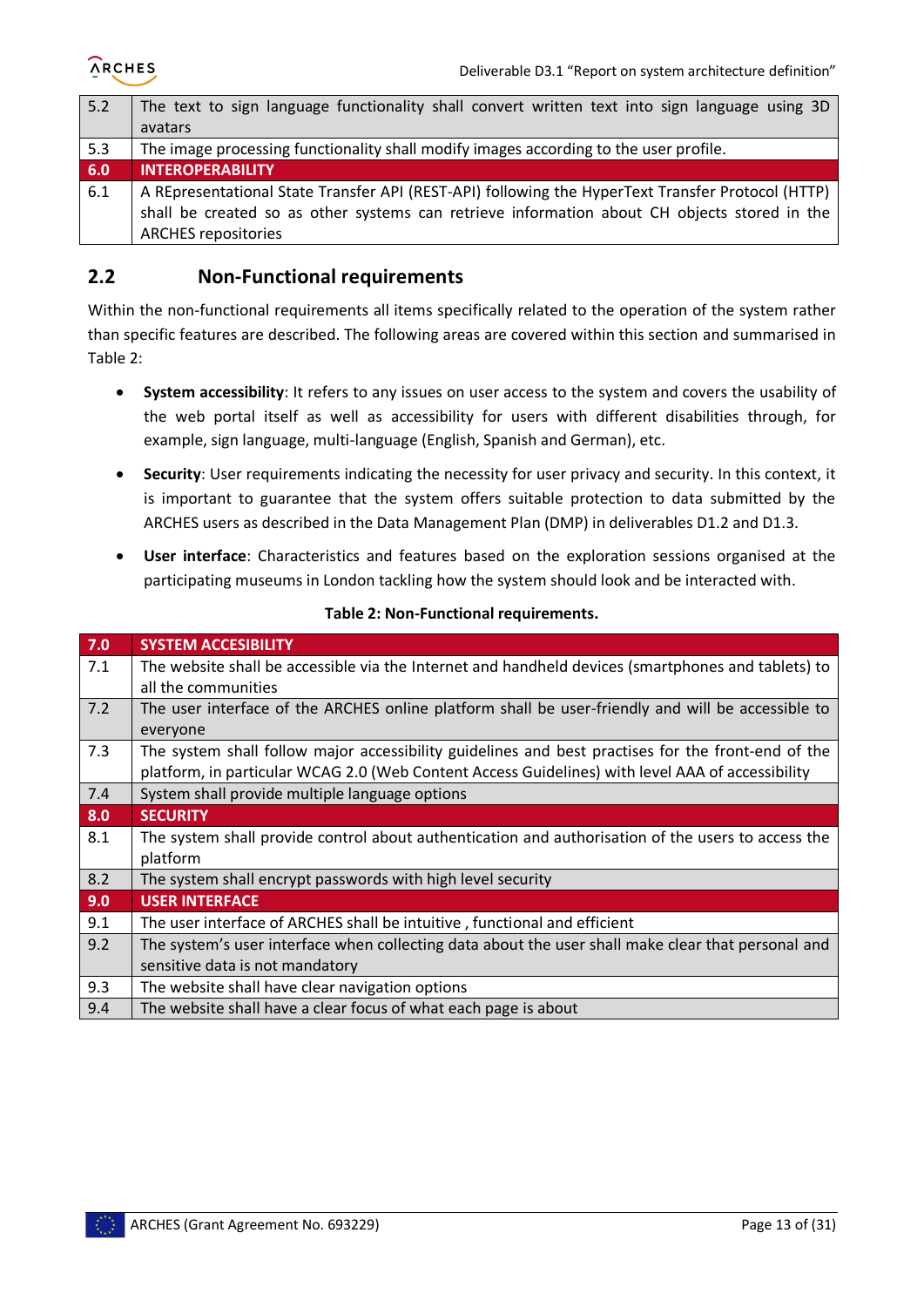| | |
|---|---|
| 5.2 | The text to sign language functionality shall convert written text into sign language using 3D avatars |
| 5.3 | The image processing functionality shall modify images according to the user profile. |
| **6.0** | **INTEROPERABILITY** |
| 6.1 | A REpresentational State Transfer API (REST-API) following the HyperText Transfer Protocol (HTTP) shall be created so as other systems can retrieve information about CH objects stored in the ARCHES repositories |

## 2.2 Non-Functional requirements

Within the non-functional requirements all items specifically related to the operation of the system rather than specific features are described. The following areas are covered within this section and summarised in Table 2:

- **System accessibility**: It refers to any issues on user access to the system and covers the usability of the web portal itself as well as accessibility for users with different disabilities through, for example, sign language, multi-language (English, Spanish and German), etc.
- **Security**: User requirements indicating the necessity for user privacy and security. In this context, it is important to guarantee that the system offers suitable protection to data submitted by the ARCHES users as described in the Data Management Plan (DMP) in deliverables D1.2 and D1.3.
- **User interface**: Characteristics and features based on the exploration sessions organised at the participating museums in London tackling how the system should look and be interacted with.

**Table 2: Non-Functional requirements.**

| **7.0** | **SYSTEM ACCESIBILITY** |
|---|---|
| 7.1 | The website shall be accessible via the Internet and handheld devices (smartphones and tablets) to all the communities |
| 7.2 | The user interface of the ARCHES online platform shall be user-friendly and will be accessible to everyone |
| 7.3 | The system shall follow major accessibility guidelines and best practises for the front-end of the platform, in particular WCAG 2.0 (Web Content Access Guidelines) with level AAA of accessibility |
| 7.4 | System shall provide multiple language options |
| **8.0** | **SECURITY** |
| 8.1 | The system shall provide control about authentication and authorisation of the users to access the platform |
| 8.2 | The system shall encrypt passwords with high level security |
| **9.0** | **USER INTERFACE** |
| 9.1 | The user interface of ARCHES shall be intuitive , functional and efficient |
| 9.2 | The system's user interface when collecting data about the user shall make clear that personal and sensitive data is not mandatory |
| 9.3 | The website shall have clear navigation options |
| 9.4 | The website shall have a clear focus of what each page is about |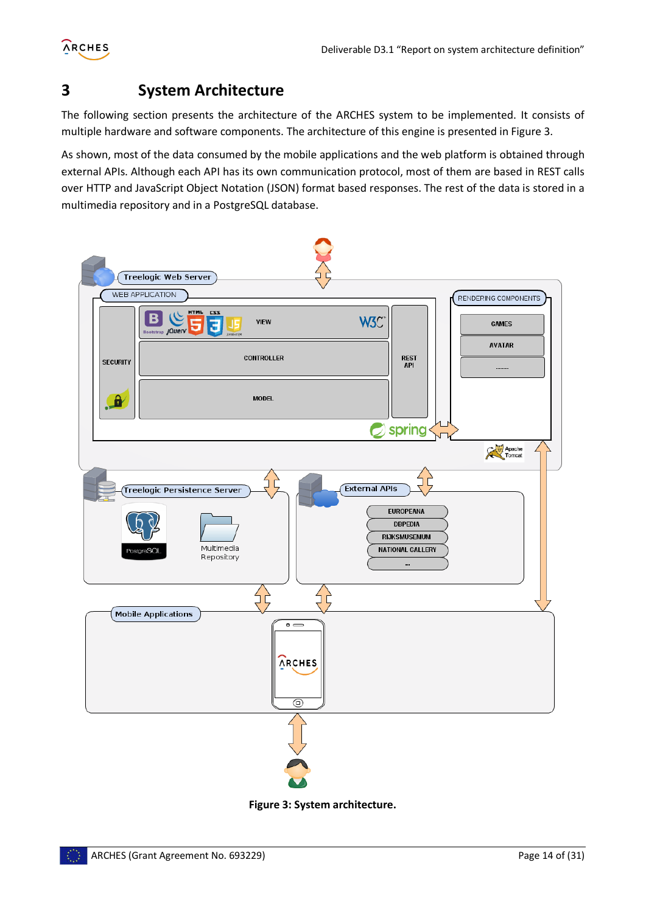# 3 System Architecture

The following section presents the architecture of the ARCHES system to be implemented. It consists of multiple hardware and software components. The architecture of this engine is presented in Figure 3.

As shown, most of the data consumed by the mobile applications and the web platform is obtained through external APIs. Although each API has its own communication protocol, most of them are based in REST calls over HTTP and JavaScript Object Notation (JSON) format based responses. The rest of the data is stored in a multimedia repository and in a PostgreSQL database.

**Figure 3: System architecture.**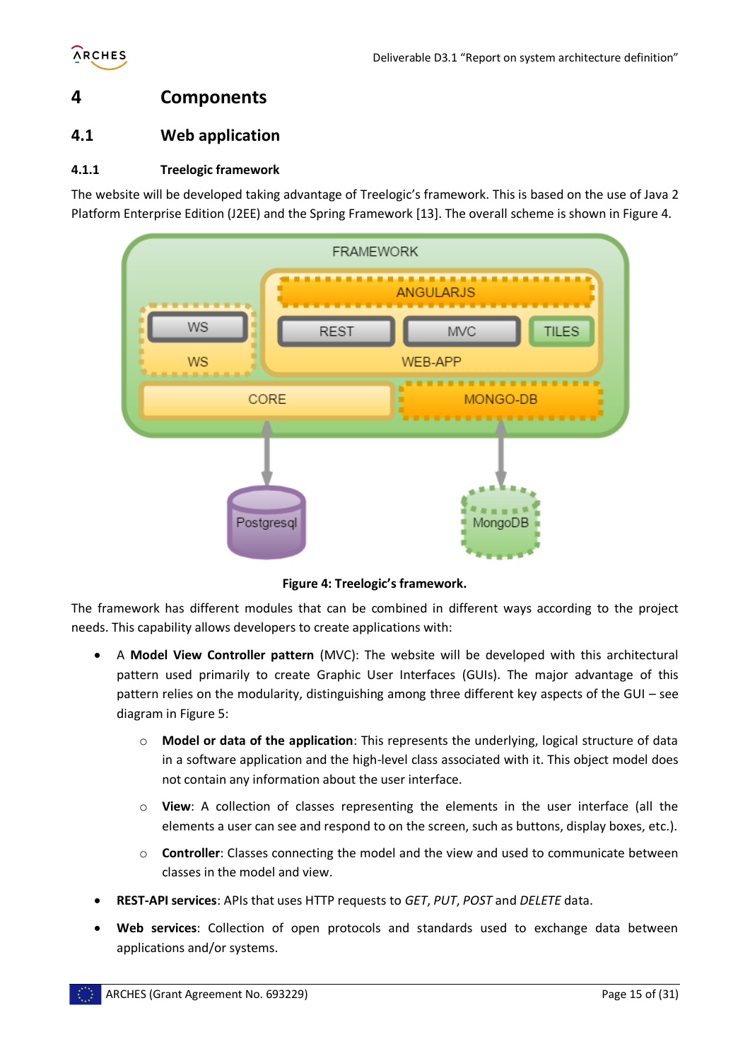# 4 Components

## 4.1 Web application

### 4.1.1 Treelogic framework

The website will be developed taking advantage of Treelogic's framework. This is based on the use of Java 2 Platform Enterprise Edition (J2EE) and the Spring Framework [13]. The overall scheme is shown in Figure 4.

**Figure 4: Treelogic's framework.**

The framework has different modules that can be combined in different ways according to the project needs. This capability allows developers to create applications with:

- A **Model View Controller pattern** (MVC): The website will be developed with this architectural pattern used primarily to create Graphic User Interfaces (GUIs). The major advantage of this pattern relies on the modularity, distinguishing among three different key aspects of the GUI – see diagram in Figure 5:
    - **Model or data of the application**: This represents the underlying, logical structure of data in a software application and the high-level class associated with it. This object model does not contain any information about the user interface.
    - **View**: A collection of classes representing the elements in the user interface (all the elements a user can see and respond to on the screen, such as buttons, display boxes, etc.).
    - **Controller**: Classes connecting the model and the view and used to communicate between classes in the model and view.
- **REST-API services**: APIs that uses HTTP requests to *GET*, *PUT*, *POST* and *DELETE* data.
- **Web services**: Collection of open protocols and standards used to exchange data between applications and/or systems.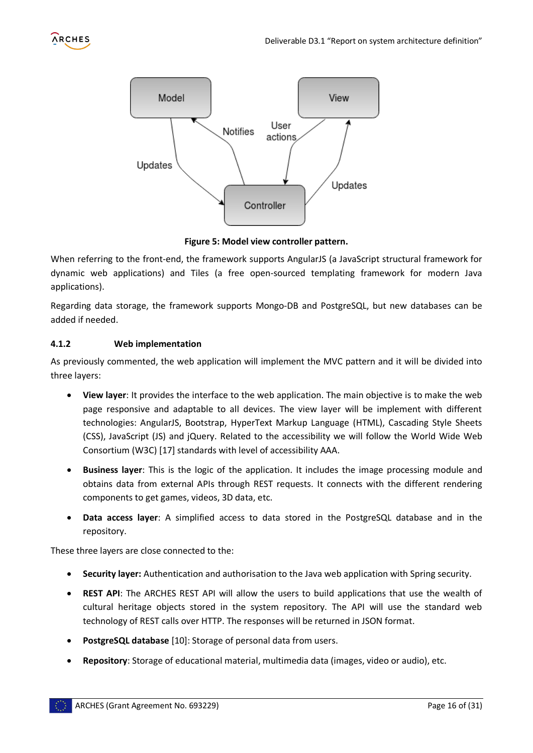Figure 5: Model view controller pattern.

When referring to the front-end, the framework supports AngularJS (a JavaScript structural framework for dynamic web applications) and Tiles (a free open-sourced templating framework for modern Java applications).

Regarding data storage, the framework supports Mongo-DB and PostgreSQL, but new databases can be added if needed.

### 4.1.2 Web implementation

As previously commented, the web application will implement the MVC pattern and it will be divided into three layers:

- **View layer**: It provides the interface to the web application. The main objective is to make the web page responsive and adaptable to all devices. The view layer will be implement with different technologies: AngularJS, Bootstrap, HyperText Markup Language (HTML), Cascading Style Sheets (CSS), JavaScript (JS) and jQuery. Related to the accessibility we will follow the World Wide Web Consortium (W3C) [17] standards with level of accessibility AAA.
- **Business layer**: This is the logic of the application. It includes the image processing module and obtains data from external APIs through REST requests. It connects with the different rendering components to get games, videos, 3D data, etc.
- **Data access layer**: A simplified access to data stored in the PostgreSQL database and in the repository.

These three layers are close connected to the:

- **Security layer:** Authentication and authorisation to the Java web application with Spring security.
- **REST API**: The ARCHES REST API will allow the users to build applications that use the wealth of cultural heritage objects stored in the system repository. The API will use the standard web technology of REST calls over HTTP. The responses will be returned in JSON format.
- **PostgreSQL database** [10]: Storage of personal data from users.
- **Repository**: Storage of educational material, multimedia data (images, video or audio), etc.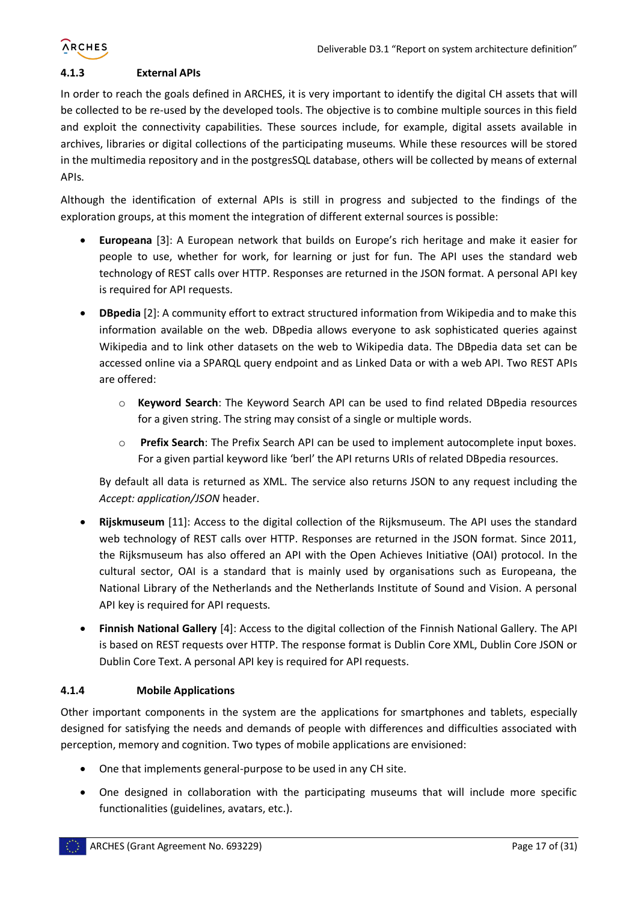### 4.1.3 External APIs

In order to reach the goals defined in ARCHES, it is very important to identify the digital CH assets that will be collected to be re-used by the developed tools. The objective is to combine multiple sources in this field and exploit the connectivity capabilities. These sources include, for example, digital assets available in archives, libraries or digital collections of the participating museums. While these resources will be stored in the multimedia repository and in the postgresSQL database, others will be collected by means of external APIs.

Although the identification of external APIs is still in progress and subjected to the findings of the exploration groups, at this moment the integration of different external sources is possible:

- **Europeana** [3]: A European network that builds on Europe's rich heritage and make it easier for people to use, whether for work, for learning or just for fun. The API uses the standard web technology of REST calls over HTTP. Responses are returned in the JSON format. A personal API key is required for API requests.
- **DBpedia** [2]: A community effort to extract structured information from Wikipedia and to make this information available on the web. DBpedia allows everyone to ask sophisticated queries against Wikipedia and to link other datasets on the web to Wikipedia data. The DBpedia data set can be accessed online via a SPARQL query endpoint and as Linked Data or with a web API. Two REST APIs are offered:
  - **Keyword Search**: The Keyword Search API can be used to find related DBpedia resources for a given string. The string may consist of a single or multiple words.
  - **Prefix Search**: The Prefix Search API can be used to implement autocomplete input boxes. For a given partial keyword like 'berl' the API returns URIs of related DBpedia resources.

  By default all data is returned as XML. The service also returns JSON to any request including the *Accept: application/JSON* header.
- **Rijskmuseum** [11]: Access to the digital collection of the Rijksmuseum. The API uses the standard web technology of REST calls over HTTP. Responses are returned in the JSON format. Since 2011, the Rijksmuseum has also offered an API with the Open Achieves Initiative (OAI) protocol. In the cultural sector, OAI is a standard that is mainly used by organisations such as Europeana, the National Library of the Netherlands and the Netherlands Institute of Sound and Vision. A personal API key is required for API requests.
- **Finnish National Gallery** [4]: Access to the digital collection of the Finnish National Gallery. The API is based on REST requests over HTTP. The response format is Dublin Core XML, Dublin Core JSON or Dublin Core Text. A personal API key is required for API requests.

### 4.1.4 Mobile Applications

Other important components in the system are the applications for smartphones and tablets, especially designed for satisfying the needs and demands of people with differences and difficulties associated with perception, memory and cognition. Two types of mobile applications are envisioned:

- One that implements general-purpose to be used in any CH site.
- One designed in collaboration with the participating museums that will include more specific functionalities (guidelines, avatars, etc.).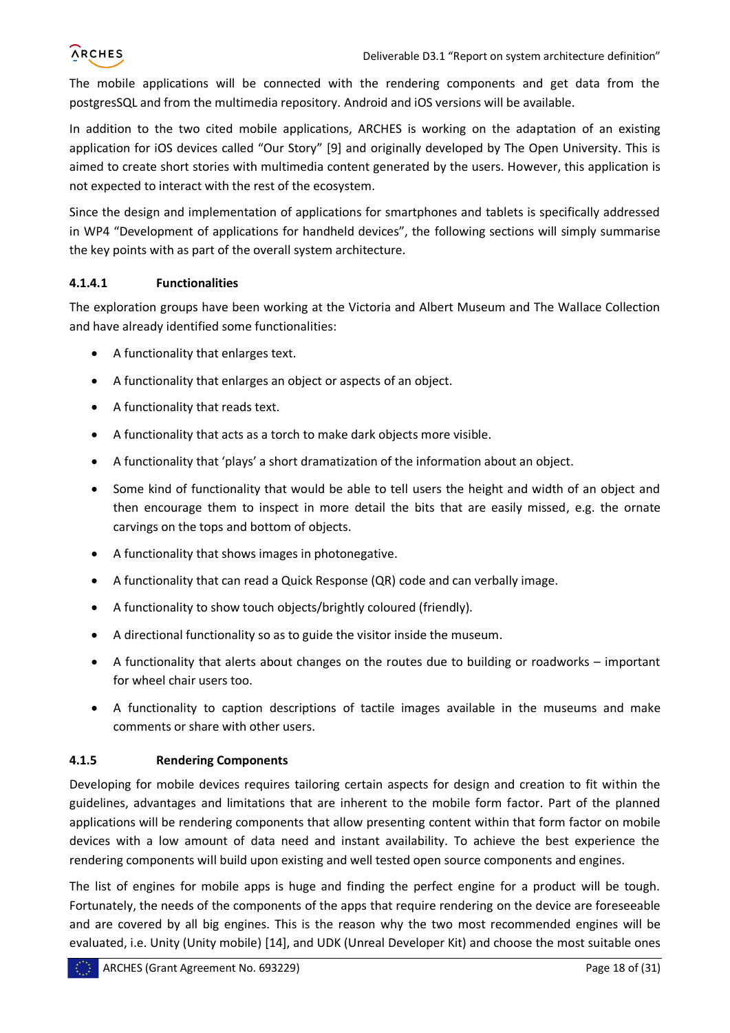The mobile applications will be connected with the rendering components and get data from the postgresSQL and from the multimedia repository. Android and iOS versions will be available.

In addition to the two cited mobile applications, ARCHES is working on the adaptation of an existing application for iOS devices called "Our Story" [9] and originally developed by The Open University. This is aimed to create short stories with multimedia content generated by the users. However, this application is not expected to interact with the rest of the ecosystem.

Since the design and implementation of applications for smartphones and tablets is specifically addressed in WP4 "Development of applications for handheld devices", the following sections will simply summarise the key points with as part of the overall system architecture.

#### 4.1.4.1 Functionalities

The exploration groups have been working at the Victoria and Albert Museum and The Wallace Collection and have already identified some functionalities:

- A functionality that enlarges text.
- A functionality that enlarges an object or aspects of an object.
- A functionality that reads text.
- A functionality that acts as a torch to make dark objects more visible.
- A functionality that 'plays' a short dramatization of the information about an object.
- Some kind of functionality that would be able to tell users the height and width of an object and then encourage them to inspect in more detail the bits that are easily missed, e.g. the ornate carvings on the tops and bottom of objects.
- A functionality that shows images in photonegative.
- A functionality that can read a Quick Response (QR) code and can verbally image.
- A functionality to show touch objects/brightly coloured (friendly).
- A directional functionality so as to guide the visitor inside the museum.
- A functionality that alerts about changes on the routes due to building or roadworks – important for wheel chair users too.
- A functionality to caption descriptions of tactile images available in the museums and make comments or share with other users.

### 4.1.5 Rendering Components

Developing for mobile devices requires tailoring certain aspects for design and creation to fit within the guidelines, advantages and limitations that are inherent to the mobile form factor. Part of the planned applications will be rendering components that allow presenting content within that form factor on mobile devices with a low amount of data need and instant availability. To achieve the best experience the rendering components will build upon existing and well tested open source components and engines.

The list of engines for mobile apps is huge and finding the perfect engine for a product will be tough. Fortunately, the needs of the components of the apps that require rendering on the device are foreseeable and are covered by all big engines. This is the reason why the two most recommended engines will be evaluated, i.e. Unity (Unity mobile) [14], and UDK (Unreal Developer Kit) and choose the most suitable ones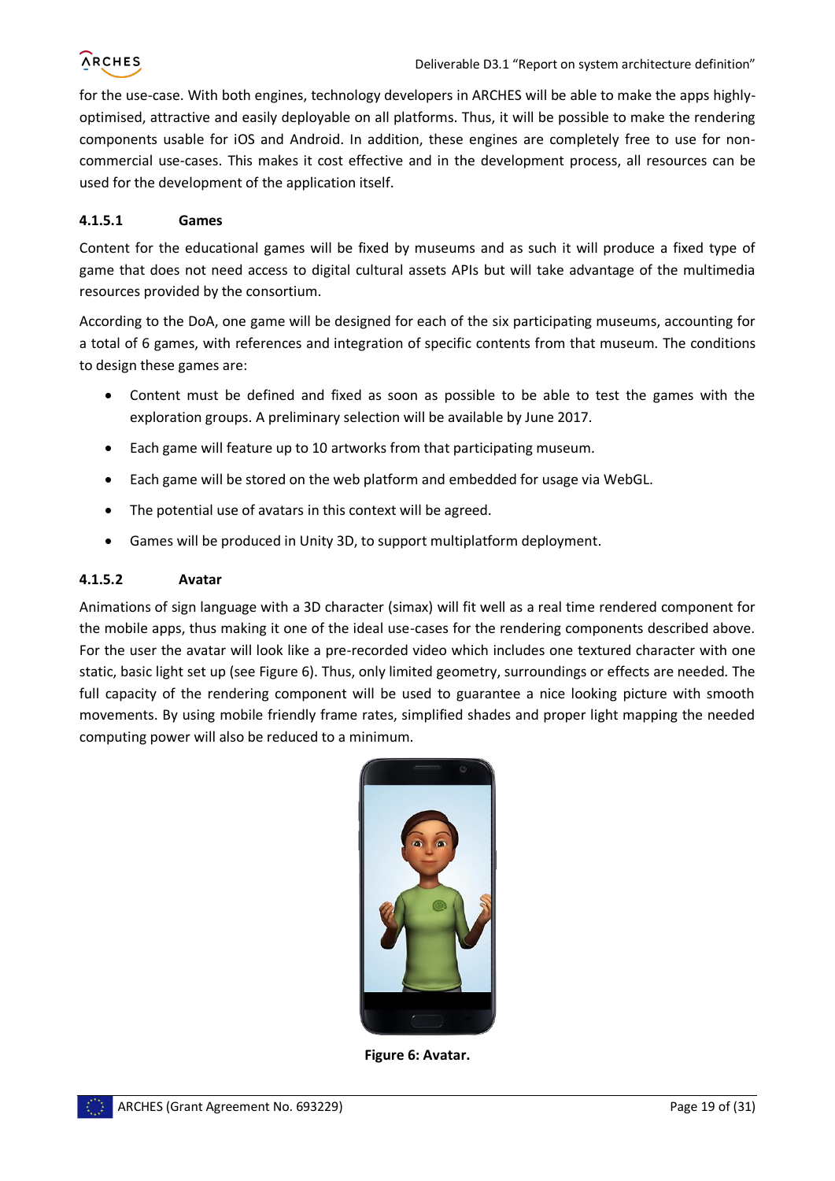for the use-case. With both engines, technology developers in ARCHES will be able to make the apps highly-optimised, attractive and easily deployable on all platforms. Thus, it will be possible to make the rendering components usable for iOS and Android. In addition, these engines are completely free to use for non-commercial use-cases. This makes it cost effective and in the development process, all resources can be used for the development of the application itself.

#### 4.1.5.1 Games

Content for the educational games will be fixed by museums and as such it will produce a fixed type of game that does not need access to digital cultural assets APIs but will take advantage of the multimedia resources provided by the consortium.

According to the DoA, one game will be designed for each of the six participating museums, accounting for a total of 6 games, with references and integration of specific contents from that museum. The conditions to design these games are:

- Content must be defined and fixed as soon as possible to be able to test the games with the exploration groups. A preliminary selection will be available by June 2017.
- Each game will feature up to 10 artworks from that participating museum.
- Each game will be stored on the web platform and embedded for usage via WebGL.
- The potential use of avatars in this context will be agreed.
- Games will be produced in Unity 3D, to support multiplatform deployment.

#### 4.1.5.2 Avatar

Animations of sign language with a 3D character (simax) will fit well as a real time rendered component for the mobile apps, thus making it one of the ideal use-cases for the rendering components described above. For the user the avatar will look like a pre-recorded video which includes one textured character with one static, basic light set up (see Figure 6). Thus, only limited geometry, surroundings or effects are needed. The full capacity of the rendering component will be used to guarantee a nice looking picture with smooth movements. By using mobile friendly frame rates, simplified shades and proper light mapping the needed computing power will also be reduced to a minimum.

**Figure 6: Avatar.**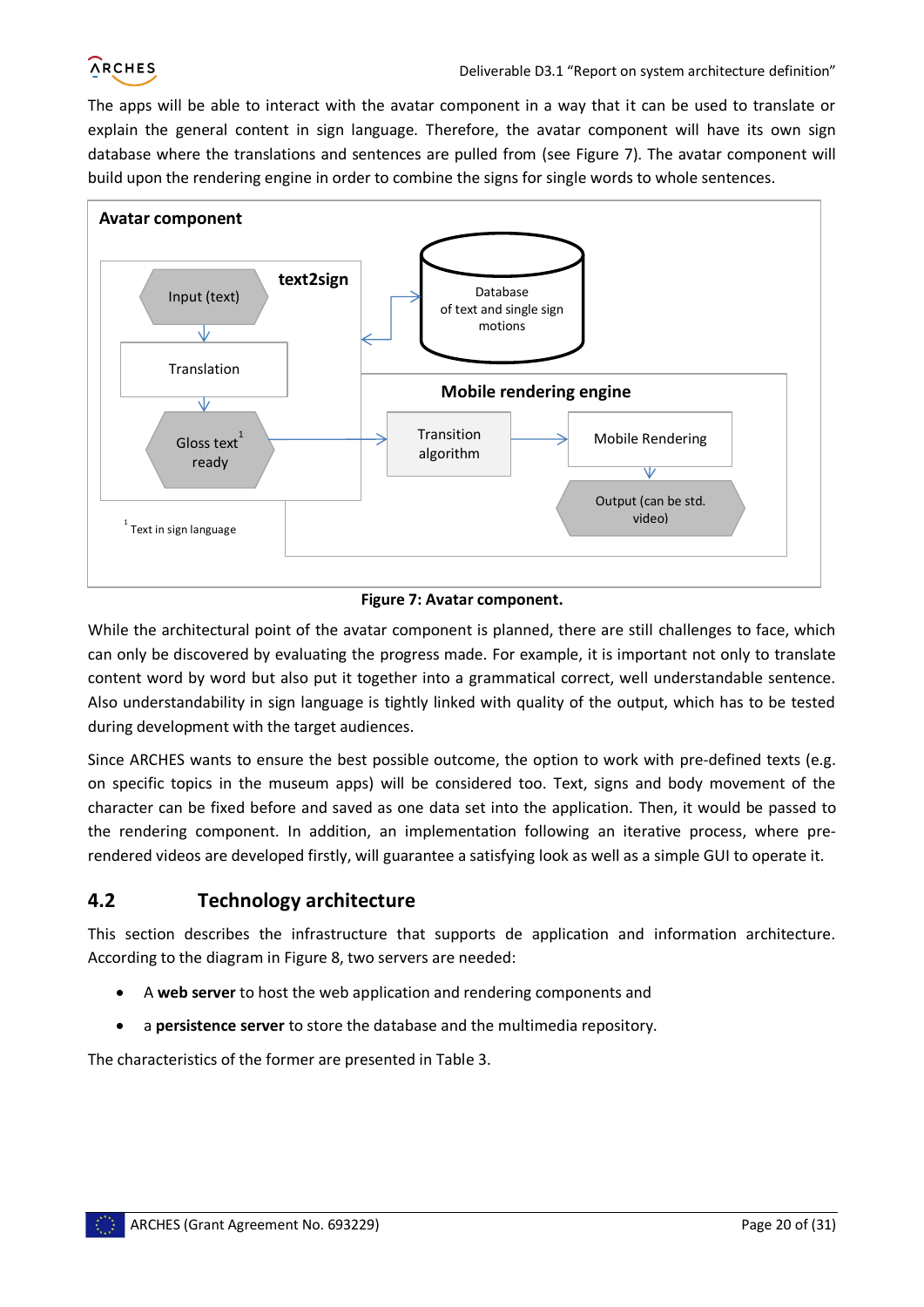The apps will be able to interact with the avatar component in a way that it can be used to translate or explain the general content in sign language. Therefore, the avatar component will have its own sign database where the translations and sentences are pulled from (see Figure 7). The avatar component will build upon the rendering engine in order to combine the signs for single words to whole sentences.

Avatar component

text2sign

Input (text)

Translation

Gloss text[1] ready

Database of text and single sign motions

Mobile rendering engine

Transition algorithm

Mobile Rendering

Output (can be std. video)

[1] Text in sign language

**Figure 7: Avatar component.**

While the architectural point of the avatar component is planned, there are still challenges to face, which can only be discovered by evaluating the progress made. For example, it is important not only to translate content word by word but also put it together into a grammatical correct, well understandable sentence. Also understandability in sign language is tightly linked with quality of the output, which has to be tested during development with the target audiences.

Since ARCHES wants to ensure the best possible outcome, the option to work with pre-defined texts (e.g. on specific topics in the museum apps) will be considered too. Text, signs and body movement of the character can be fixed before and saved as one data set into the application. Then, it would be passed to the rendering component. In addition, an implementation following an iterative process, where pre-rendered videos are developed firstly, will guarantee a satisfying look as well as a simple GUI to operate it.

## 4.2 Technology architecture

This section describes the infrastructure that supports de application and information architecture. According to the diagram in Figure 8, two servers are needed:

- A **web server** to host the web application and rendering components and
- a **persistence server** to store the database and the multimedia repository.

The characteristics of the former are presented in Table 3.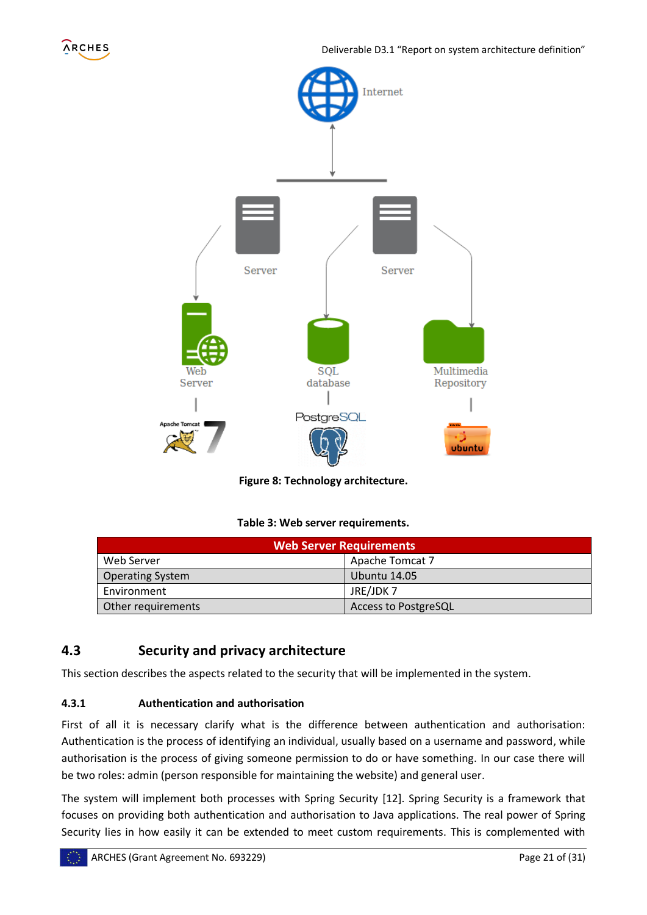Figure 8: Technology architecture.

Table 3: Web server requirements.

| Web Server Requirements | |
| --- | --- |
| Web Server | Apache Tomcat 7 |
| Operating System | Ubuntu 14.05 |
| Environment | JRE/JDK 7 |
| Other requirements | Access to PostgreSQL |

## 4.3 Security and privacy architecture

This section describes the aspects related to the security that will be implemented in the system.

### 4.3.1 Authentication and authorisation

First of all it is necessary clarify what is the difference between authentication and authorisation: Authentication is the process of identifying an individual, usually based on a username and password, while authorisation is the process of giving someone permission to do or have something. In our case there will be two roles: admin (person responsible for maintaining the website) and general user.

The system will implement both processes with Spring Security [12]. Spring Security is a framework that focuses on providing both authentication and authorisation to Java applications. The real power of Spring Security lies in how easily it can be extended to meet custom requirements. This is complemented with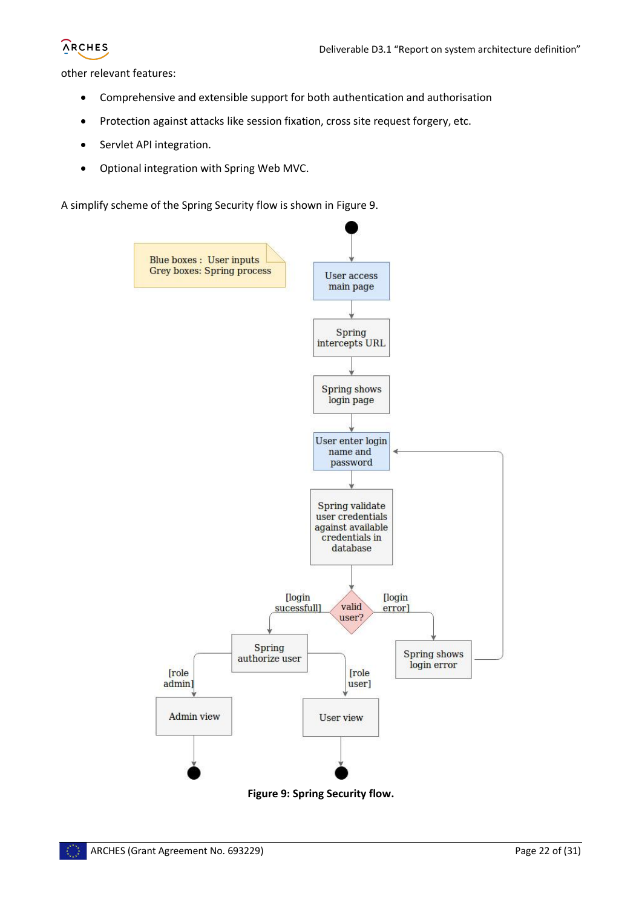other relevant features:

- Comprehensive and extensible support for both authentication and authorisation
- Protection against attacks like session fixation, cross site request forgery, etc.
- Servlet API integration.
- Optional integration with Spring Web MVC.

A simplify scheme of the Spring Security flow is shown in Figure 9.

**Figure 9: Spring Security flow.**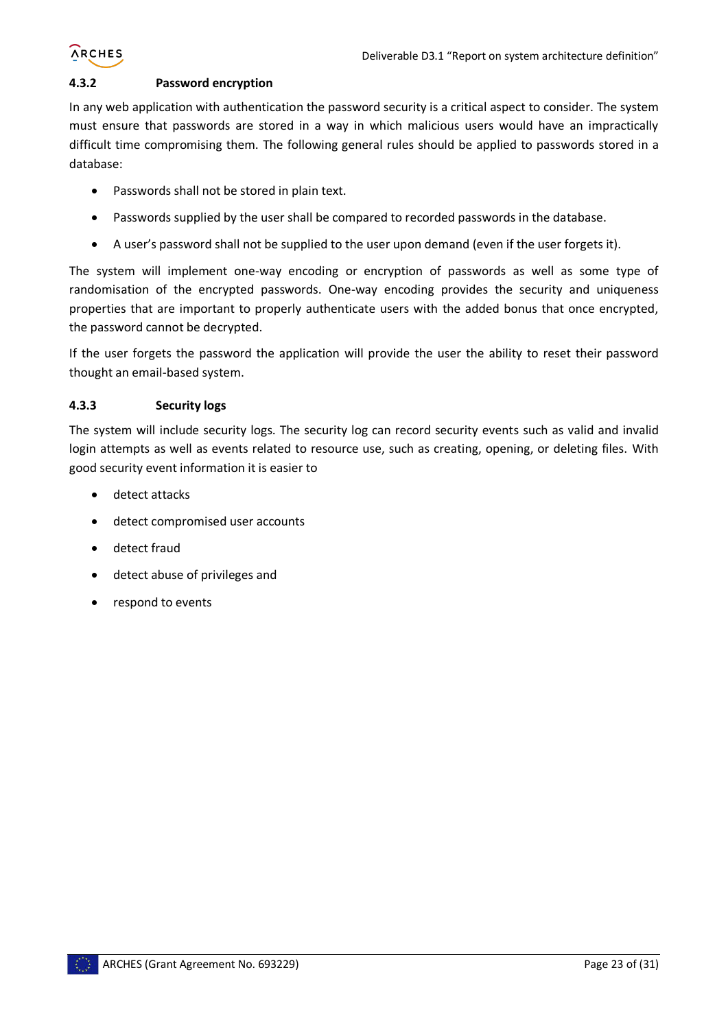#### 4.3.2 Password encryption

In any web application with authentication the password security is a critical aspect to consider. The system must ensure that passwords are stored in a way in which malicious users would have an impractically difficult time compromising them. The following general rules should be applied to passwords stored in a database:

- Passwords shall not be stored in plain text.
- Passwords supplied by the user shall be compared to recorded passwords in the database.
- A user's password shall not be supplied to the user upon demand (even if the user forgets it).

The system will implement one-way encoding or encryption of passwords as well as some type of randomisation of the encrypted passwords. One-way encoding provides the security and uniqueness properties that are important to properly authenticate users with the added bonus that once encrypted, the password cannot be decrypted.

If the user forgets the password the application will provide the user the ability to reset their password thought an email-based system.

#### 4.3.3 Security logs

The system will include security logs. The security log can record security events such as valid and invalid login attempts as well as events related to resource use, such as creating, opening, or deleting files. With good security event information it is easier to

- detect attacks
- detect compromised user accounts
- detect fraud
- detect abuse of privileges and
- respond to events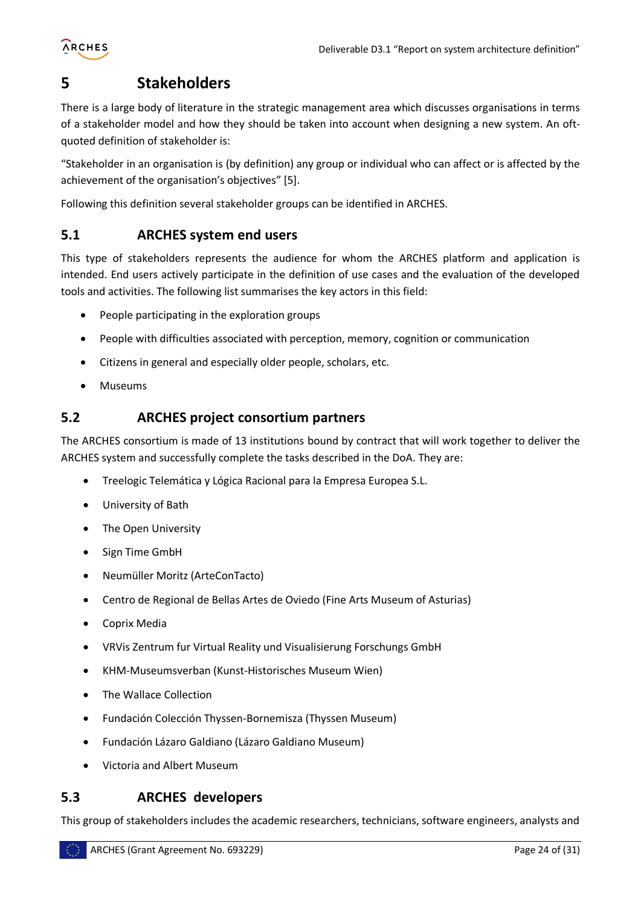# 5 Stakeholders

There is a large body of literature in the strategic management area which discusses organisations in terms of a stakeholder model and how they should be taken into account when designing a new system. An oft-quoted definition of stakeholder is:

"Stakeholder in an organisation is (by definition) any group or individual who can affect or is affected by the achievement of the organisation's objectives" [5].

Following this definition several stakeholder groups can be identified in ARCHES.

## 5.1 ARCHES system end users

This type of stakeholders represents the audience for whom the ARCHES platform and application is intended. End users actively participate in the definition of use cases and the evaluation of the developed tools and activities. The following list summarises the key actors in this field:

- People participating in the exploration groups
- People with difficulties associated with perception, memory, cognition or communication
- Citizens in general and especially older people, scholars, etc.
- Museums

## 5.2 ARCHES project consortium partners

The ARCHES consortium is made of 13 institutions bound by contract that will work together to deliver the ARCHES system and successfully complete the tasks described in the DoA. They are:

- Treelogic Telemática y Lógica Racional para la Empresa Europea S.L.
- University of Bath
- The Open University
- Sign Time GmbH
- Neumüller Moritz (ArteConTacto)
- Centro de Regional de Bellas Artes de Oviedo (Fine Arts Museum of Asturias)
- Coprix Media
- VRVis Zentrum fur Virtual Reality und Visualisierung Forschungs GmbH
- KHM-Museumsverban (Kunst-Historisches Museum Wien)
- The Wallace Collection
- Fundación Colección Thyssen-Bornemisza (Thyssen Museum)
- Fundación Lázaro Galdiano (Lázaro Galdiano Museum)
- Victoria and Albert Museum

## 5.3 ARCHES developers

This group of stakeholders includes the academic researchers, technicians, software engineers, analysts and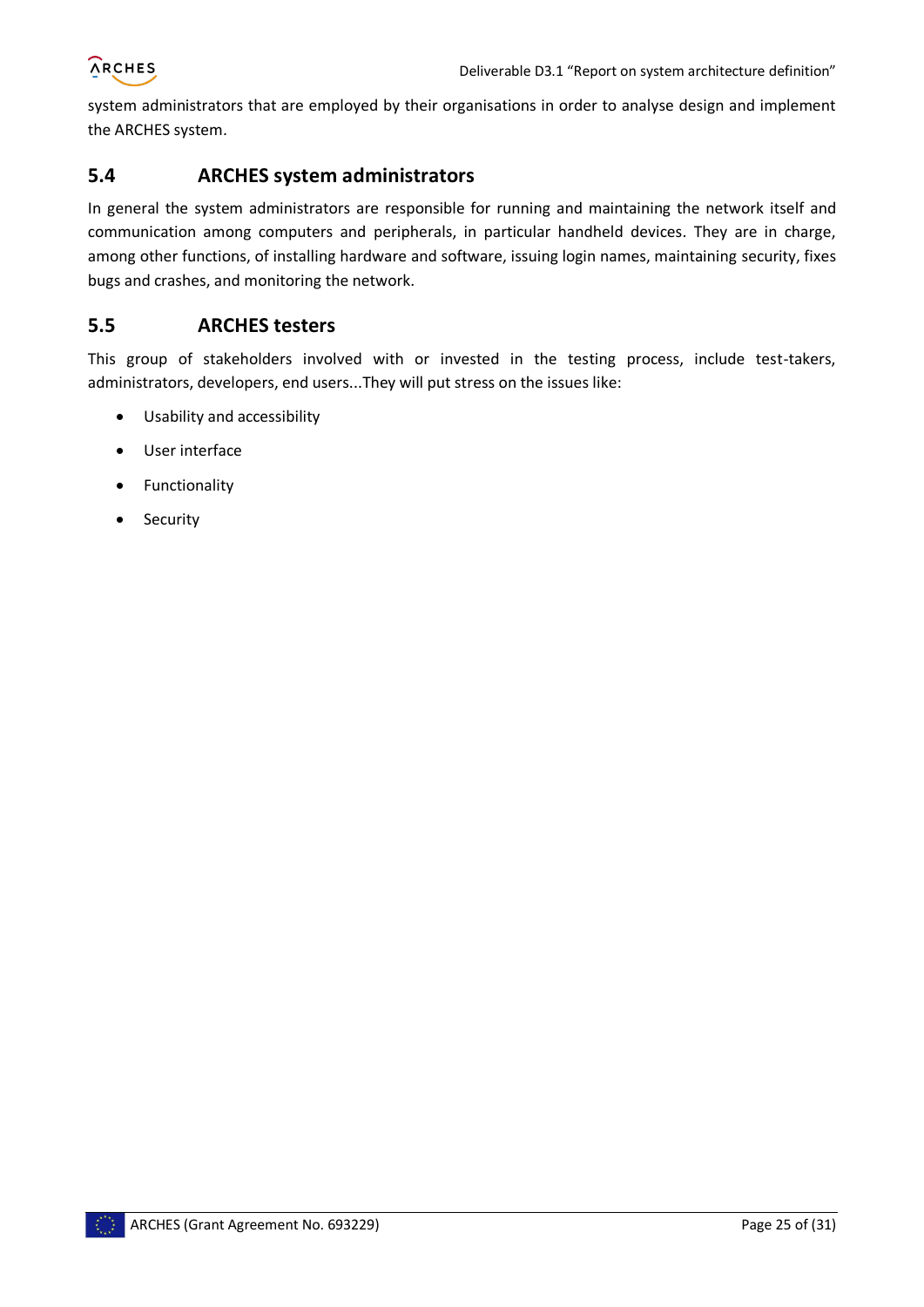system administrators that are employed by their organisations in order to analyse design and implement the ARCHES system.

## 5.4 ARCHES system administrators

In general the system administrators are responsible for running and maintaining the network itself and communication among computers and peripherals, in particular handheld devices. They are in charge, among other functions, of installing hardware and software, issuing login names, maintaining security, fixes bugs and crashes, and monitoring the network.

## 5.5 ARCHES testers

This group of stakeholders involved with or invested in the testing process, include test-takers, administrators, developers, end users...They will put stress on the issues like:

- Usability and accessibility
- User interface
- Functionality
- Security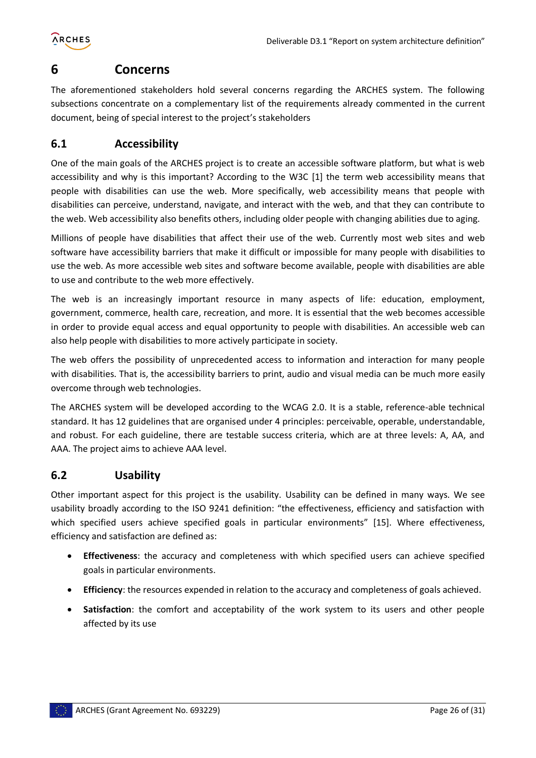# 6 Concerns

The aforementioned stakeholders hold several concerns regarding the ARCHES system. The following subsections concentrate on a complementary list of the requirements already commented in the current document, being of special interest to the project's stakeholders

## 6.1 Accessibility

One of the main goals of the ARCHES project is to create an accessible software platform, but what is web accessibility and why is this important? According to the W3C [1] the term web accessibility means that people with disabilities can use the web. More specifically, web accessibility means that people with disabilities can perceive, understand, navigate, and interact with the web, and that they can contribute to the web. Web accessibility also benefits others, including older people with changing abilities due to aging.

Millions of people have disabilities that affect their use of the web. Currently most web sites and web software have accessibility barriers that make it difficult or impossible for many people with disabilities to use the web. As more accessible web sites and software become available, people with disabilities are able to use and contribute to the web more effectively.

The web is an increasingly important resource in many aspects of life: education, employment, government, commerce, health care, recreation, and more. It is essential that the web becomes accessible in order to provide equal access and equal opportunity to people with disabilities. An accessible web can also help people with disabilities to more actively participate in society.

The web offers the possibility of unprecedented access to information and interaction for many people with disabilities. That is, the accessibility barriers to print, audio and visual media can be much more easily overcome through web technologies.

The ARCHES system will be developed according to the WCAG 2.0. It is a stable, reference-able technical standard. It has 12 guidelines that are organised under 4 principles: perceivable, operable, understandable, and robust. For each guideline, there are testable success criteria, which are at three levels: A, AA, and AAA. The project aims to achieve AAA level.

## 6.2 Usability

Other important aspect for this project is the usability. Usability can be defined in many ways. We see usability broadly according to the ISO 9241 definition: "the effectiveness, efficiency and satisfaction with which specified users achieve specified goals in particular environments" [15]. Where effectiveness, efficiency and satisfaction are defined as:

- **Effectiveness**: the accuracy and completeness with which specified users can achieve specified goals in particular environments.
- **Efficiency**: the resources expended in relation to the accuracy and completeness of goals achieved.
- **Satisfaction**: the comfort and acceptability of the work system to its users and other people affected by its use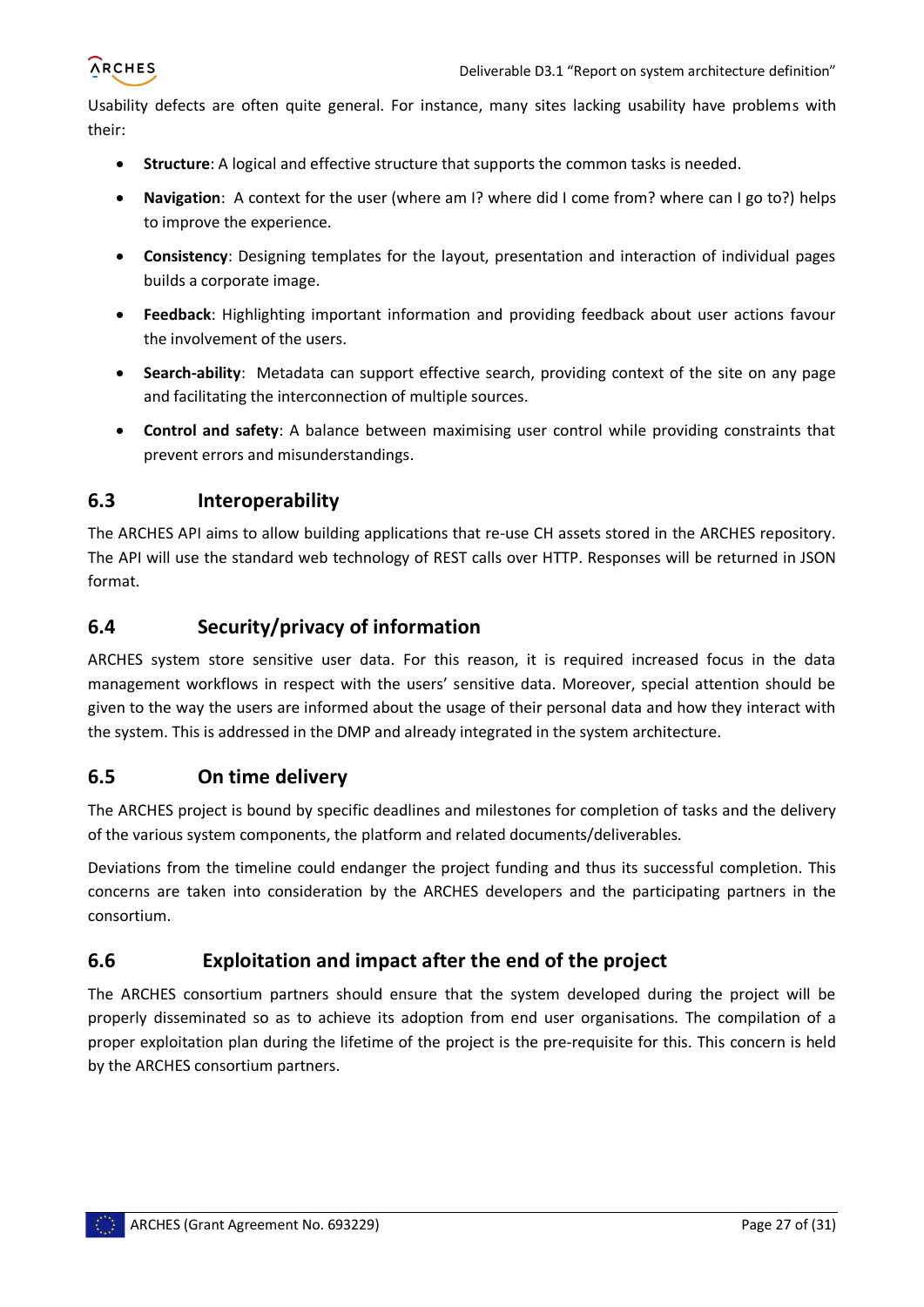Usability defects are often quite general. For instance, many sites lacking usability have problems with their:

- **Structure**: A logical and effective structure that supports the common tasks is needed.
- **Navigation**: A context for the user (where am I? where did I come from? where can I go to?) helps to improve the experience.
- **Consistency**: Designing templates for the layout, presentation and interaction of individual pages builds a corporate image.
- **Feedback**: Highlighting important information and providing feedback about user actions favour the involvement of the users.
- **Search-ability**: Metadata can support effective search, providing context of the site on any page and facilitating the interconnection of multiple sources.
- **Control and safety**: A balance between maximising user control while providing constraints that prevent errors and misunderstandings.

## 6.3 Interoperability

The ARCHES API aims to allow building applications that re-use CH assets stored in the ARCHES repository. The API will use the standard web technology of REST calls over HTTP. Responses will be returned in JSON format.

## 6.4 Security/privacy of information

ARCHES system store sensitive user data. For this reason, it is required increased focus in the data management workflows in respect with the users' sensitive data. Moreover, special attention should be given to the way the users are informed about the usage of their personal data and how they interact with the system. This is addressed in the DMP and already integrated in the system architecture.

## 6.5 On time delivery

The ARCHES project is bound by specific deadlines and milestones for completion of tasks and the delivery of the various system components, the platform and related documents/deliverables.

Deviations from the timeline could endanger the project funding and thus its successful completion. This concerns are taken into consideration by the ARCHES developers and the participating partners in the consortium.

## 6.6 Exploitation and impact after the end of the project

The ARCHES consortium partners should ensure that the system developed during the project will be properly disseminated so as to achieve its adoption from end user organisations. The compilation of a proper exploitation plan during the lifetime of the project is the pre-requisite for this. This concern is held by the ARCHES consortium partners.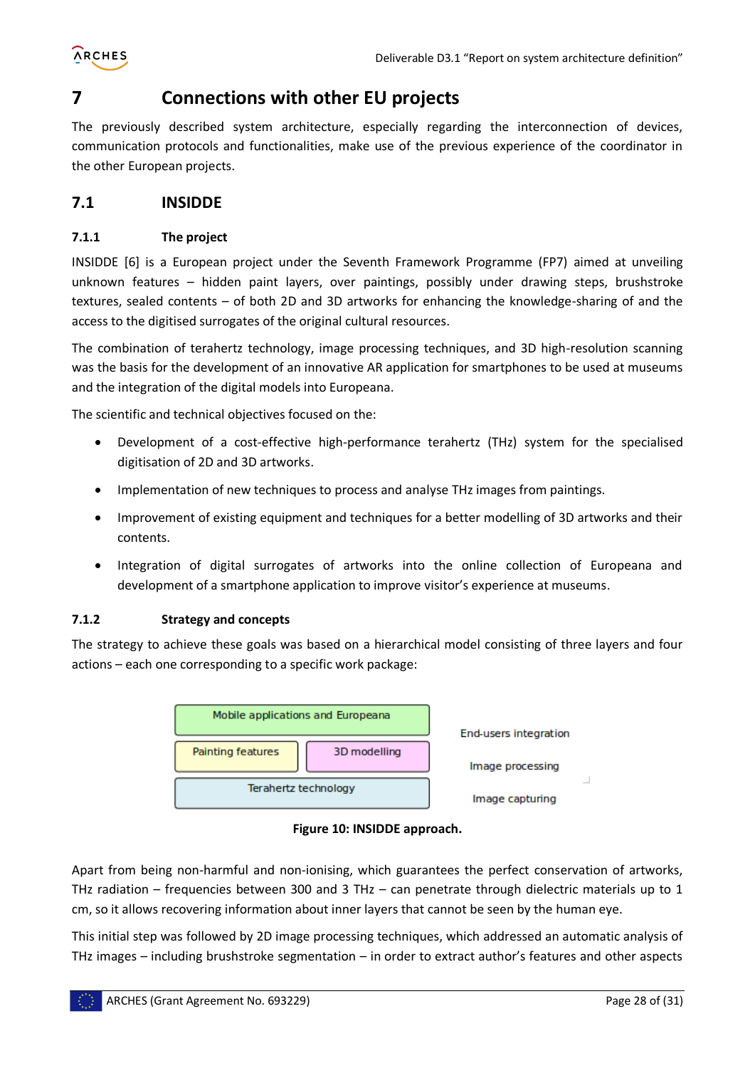# 7 Connections with other EU projects

The previously described system architecture, especially regarding the interconnection of devices, communication protocols and functionalities, make use of the previous experience of the coordinator in the other European projects.

## 7.1 INSIDDE

### 7.1.1 The project

INSIDDE [6] is a European project under the Seventh Framework Programme (FP7) aimed at unveiling unknown features – hidden paint layers, over paintings, possibly under drawing steps, brushstroke textures, sealed contents – of both 2D and 3D artworks for enhancing the knowledge-sharing of and the access to the digitised surrogates of the original cultural resources.

The combination of terahertz technology, image processing techniques, and 3D high-resolution scanning was the basis for the development of an innovative AR application for smartphones to be used at museums and the integration of the digital models into Europeana.

The scientific and technical objectives focused on the:

- Development of a cost-effective high-performance terahertz (THz) system for the specialised digitisation of 2D and 3D artworks.
- Implementation of new techniques to process and analyse THz images from paintings.
- Improvement of existing equipment and techniques for a better modelling of 3D artworks and their contents.
- Integration of digital surrogates of artworks into the online collection of Europeana and development of a smartphone application to improve visitor's experience at museums.

### 7.1.2 Strategy and concepts

The strategy to achieve these goals was based on a hierarchical model consisting of three layers and four actions – each one corresponding to a specific work package:

| Layer | | |
|---|---|---|
| Mobile applications and Europeana | | End-users integration |
| Painting features | 3D modelling | Image processing |
| Terahertz technology | | Image capturing |

**Figure 10: INSIDDE approach.**

Apart from being non-harmful and non-ionising, which guarantees the perfect conservation of artworks, THz radiation – frequencies between 300 and 3 THz – can penetrate through dielectric materials up to 1 cm, so it allows recovering information about inner layers that cannot be seen by the human eye.

This initial step was followed by 2D image processing techniques, which addressed an automatic analysis of THz images – including brushstroke segmentation – in order to extract author's features and other aspects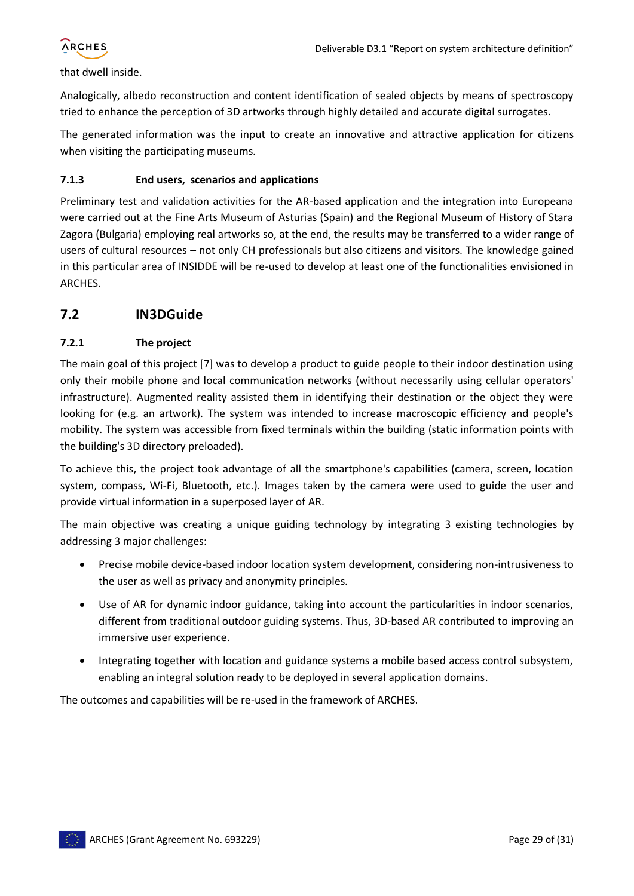that dwell inside.

Analogically, albedo reconstruction and content identification of sealed objects by means of spectroscopy tried to enhance the perception of 3D artworks through highly detailed and accurate digital surrogates.

The generated information was the input to create an innovative and attractive application for citizens when visiting the participating museums.

### 7.1.3 End users, scenarios and applications

Preliminary test and validation activities for the AR-based application and the integration into Europeana were carried out at the Fine Arts Museum of Asturias (Spain) and the Regional Museum of History of Stara Zagora (Bulgaria) employing real artworks so, at the end, the results may be transferred to a wider range of users of cultural resources – not only CH professionals but also citizens and visitors. The knowledge gained in this particular area of INSIDDE will be re-used to develop at least one of the functionalities envisioned in ARCHES.

## 7.2 IN3DGuide

### 7.2.1 The project

The main goal of this project [7] was to develop a product to guide people to their indoor destination using only their mobile phone and local communication networks (without necessarily using cellular operators' infrastructure). Augmented reality assisted them in identifying their destination or the object they were looking for (e.g. an artwork). The system was intended to increase macroscopic efficiency and people's mobility. The system was accessible from fixed terminals within the building (static information points with the building's 3D directory preloaded).

To achieve this, the project took advantage of all the smartphone's capabilities (camera, screen, location system, compass, Wi-Fi, Bluetooth, etc.). Images taken by the camera were used to guide the user and provide virtual information in a superposed layer of AR.

The main objective was creating a unique guiding technology by integrating 3 existing technologies by addressing 3 major challenges:

- Precise mobile device-based indoor location system development, considering non-intrusiveness to the user as well as privacy and anonymity principles.
- Use of AR for dynamic indoor guidance, taking into account the particularities in indoor scenarios, different from traditional outdoor guiding systems. Thus, 3D-based AR contributed to improving an immersive user experience.
- Integrating together with location and guidance systems a mobile based access control subsystem, enabling an integral solution ready to be deployed in several application domains.

The outcomes and capabilities will be re-used in the framework of ARCHES.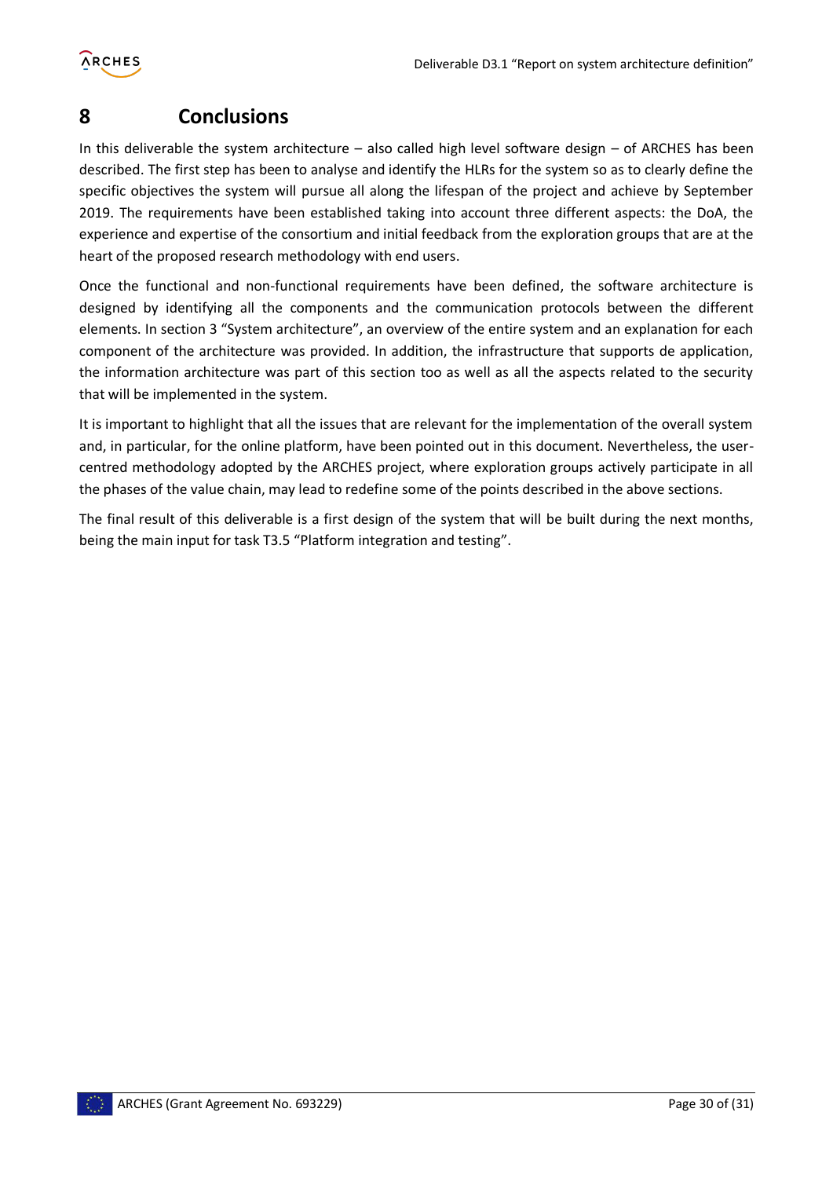# 8 Conclusions

In this deliverable the system architecture – also called high level software design – of ARCHES has been described. The first step has been to analyse and identify the HLRs for the system so as to clearly define the specific objectives the system will pursue all along the lifespan of the project and achieve by September 2019. The requirements have been established taking into account three different aspects: the DoA, the experience and expertise of the consortium and initial feedback from the exploration groups that are at the heart of the proposed research methodology with end users.

Once the functional and non-functional requirements have been defined, the software architecture is designed by identifying all the components and the communication protocols between the different elements. In section 3 "System architecture", an overview of the entire system and an explanation for each component of the architecture was provided. In addition, the infrastructure that supports de application, the information architecture was part of this section too as well as all the aspects related to the security that will be implemented in the system.

It is important to highlight that all the issues that are relevant for the implementation of the overall system and, in particular, for the online platform, have been pointed out in this document. Nevertheless, the user-centred methodology adopted by the ARCHES project, where exploration groups actively participate in all the phases of the value chain, may lead to redefine some of the points described in the above sections.

The final result of this deliverable is a first design of the system that will be built during the next months, being the main input for task T3.5 "Platform integration and testing".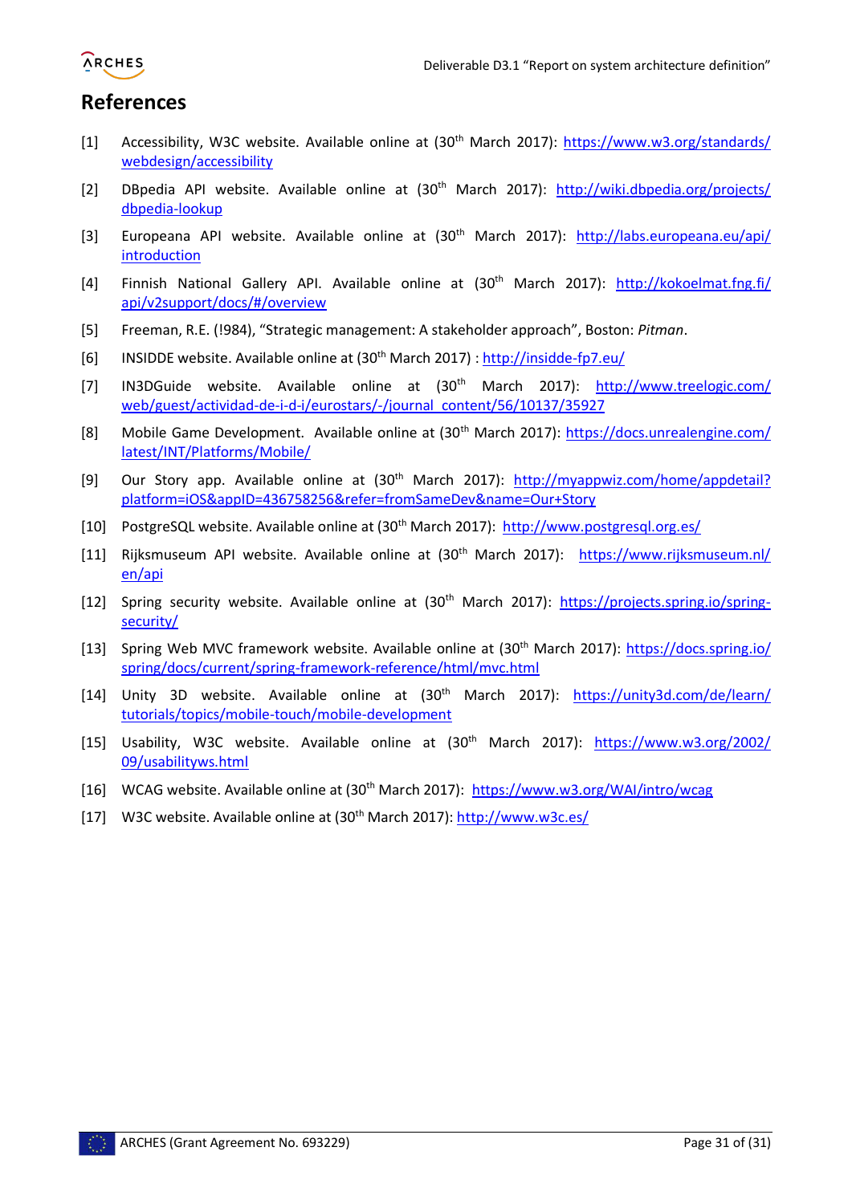## References

[1] Accessibility, W3C website. Available online at (30th March 2017): https://www.w3.org/standards/webdesign/accessibility

[2] DBpedia API website. Available online at (30th March 2017): http://wiki.dbpedia.org/projects/dbpedia-lookup

[3] Europeana API website. Available online at (30th March 2017): http://labs.europeana.eu/api/introduction

[4] Finnish National Gallery API. Available online at (30th March 2017): http://kokoelmat.fng.fi/api/v2support/docs/#/overview

[5] Freeman, R.E. (!984), "Strategic management: A stakeholder approach", Boston: *Pitman*.

[6] INSIDDE website. Available online at (30th March 2017) : http://insidde-fp7.eu/

[7] IN3DGuide website. Available online at (30th March 2017): http://www.treelogic.com/web/guest/actividad-de-i-d-i/eurostars/-/journal_content/56/10137/35927

[8] Mobile Game Development. Available online at (30th March 2017): https://docs.unrealengine.com/latest/INT/Platforms/Mobile/

[9] Our Story app. Available online at (30th March 2017): http://myappwiz.com/home/appdetail?platform=iOS&appID=436758256&refer=fromSameDev&name=Our+Story

[10] PostgreSQL website. Available online at (30th March 2017): http://www.postgresql.org.es/

[11] Rijksmuseum API website. Available online at (30th March 2017): https://www.rijksmuseum.nl/en/api

[12] Spring security website. Available online at (30th March 2017): https://projects.spring.io/spring-security/

[13] Spring Web MVC framework website. Available online at (30th March 2017): https://docs.spring.io/spring/docs/current/spring-framework-reference/html/mvc.html

[14] Unity 3D website. Available online at (30th March 2017): https://unity3d.com/de/learn/tutorials/topics/mobile-touch/mobile-development

[15] Usability, W3C website. Available online at (30th March 2017): https://www.w3.org/2002/09/usabilityws.html

[16] WCAG website. Available online at (30th March 2017): https://www.w3.org/WAI/intro/wcag

[17] W3C website. Available online at (30th March 2017): http://www.w3c.es/